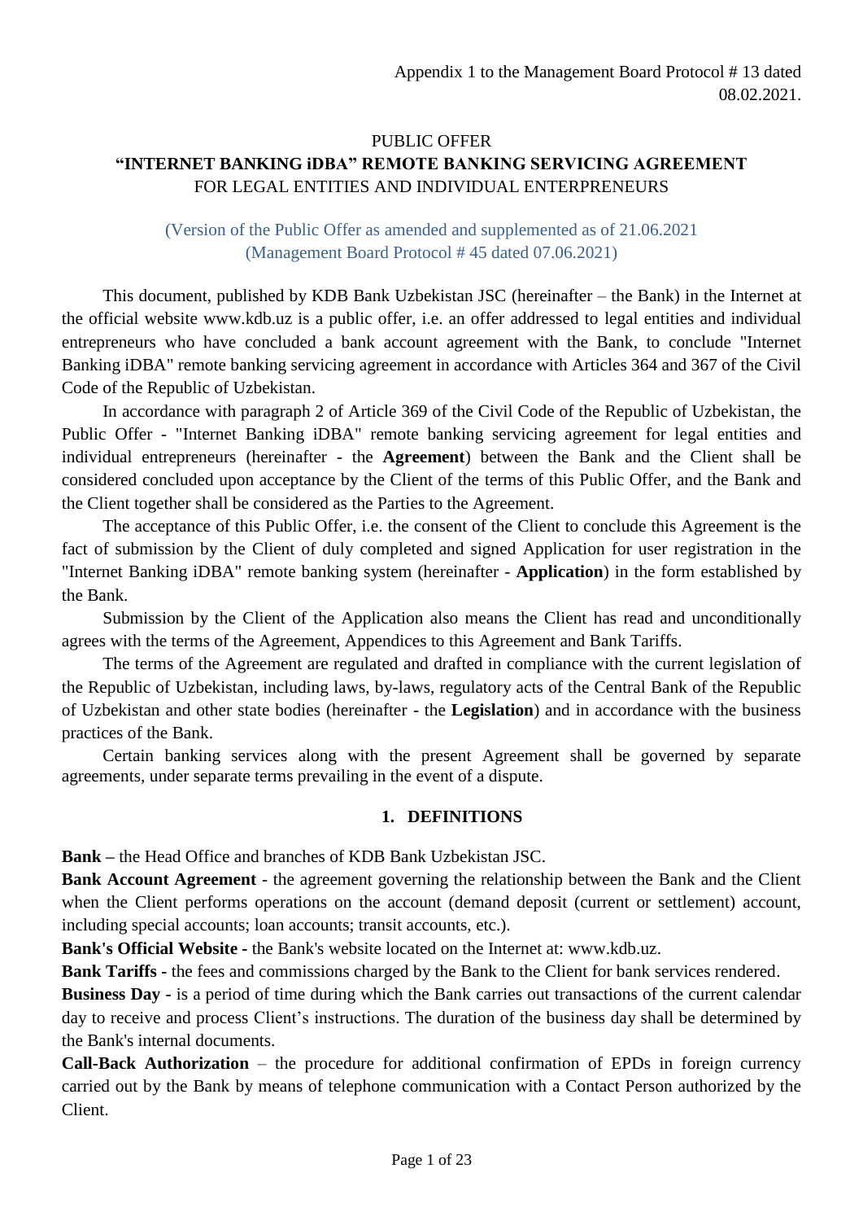Appendix 1 to the Management Board Protocol # 13 dated 08.02.2021.

PUBLIC OFFER
# "INTERNET BANKING iDBA" REMOTE BANKING SERVICING AGREEMENT
FOR LEGAL ENTITIES AND INDIVIDUAL ENTREPRENEURS

(Version of the Public Offer as amended and supplemented as of 21.06.2021
(Management Board Protocol # 45 dated 07.06.2021)

This document, published by KDB Bank Uzbekistan JSC (hereinafter – the Bank) in the Internet at the official website www.kdb.uz is a public offer, i.e. an offer addressed to legal entities and individual entrepreneurs who have concluded a bank account agreement with the Bank, to conclude "Internet Banking iDBA" remote banking servicing agreement in accordance with Articles 364 and 367 of the Civil Code of the Republic of Uzbekistan.

In accordance with paragraph 2 of Article 369 of the Civil Code of the Republic of Uzbekistan, the Public Offer - "Internet Banking iDBA" remote banking servicing agreement for legal entities and individual entrepreneurs (hereinafter - the **Agreement**) between the Bank and the Client shall be considered concluded upon acceptance by the Client of the terms of this Public Offer, and the Bank and the Client together shall be considered as the Parties to the Agreement.

The acceptance of this Public Offer, i.e. the consent of the Client to conclude this Agreement is the fact of submission by the Client of duly completed and signed Application for user registration in the "Internet Banking iDBA" remote banking system (hereinafter - **Application**) in the form established by the Bank.

Submission by the Client of the Application also means the Client has read and unconditionally agrees with the terms of the Agreement, Appendices to this Agreement and Bank Tariffs.

The terms of the Agreement are regulated and drafted in compliance with the current legislation of the Republic of Uzbekistan, including laws, by-laws, regulatory acts of the Central Bank of the Republic of Uzbekistan and other state bodies (hereinafter - the **Legislation**) and in accordance with the business practices of the Bank.

Certain banking services along with the present Agreement shall be governed by separate agreements, under separate terms prevailing in the event of a dispute.

## 1. DEFINITIONS

**Bank –** the Head Office and branches of KDB Bank Uzbekistan JSC.

**Bank Account Agreement** - the agreement governing the relationship between the Bank and the Client when the Client performs operations on the account (demand deposit (current or settlement) account, including special accounts; loan accounts; transit accounts, etc.).

**Bank's Official Website -** the Bank's website located on the Internet at: www.kdb.uz.

**Bank Tariffs -** the fees and commissions charged by the Bank to the Client for bank services rendered.

**Business Day -** is a period of time during which the Bank carries out transactions of the current calendar day to receive and process Client's instructions. The duration of the business day shall be determined by the Bank's internal documents.

**Call-Back Authorization** – the procedure for additional confirmation of EPDs in foreign currency carried out by the Bank by means of telephone communication with a Contact Person authorized by the Client.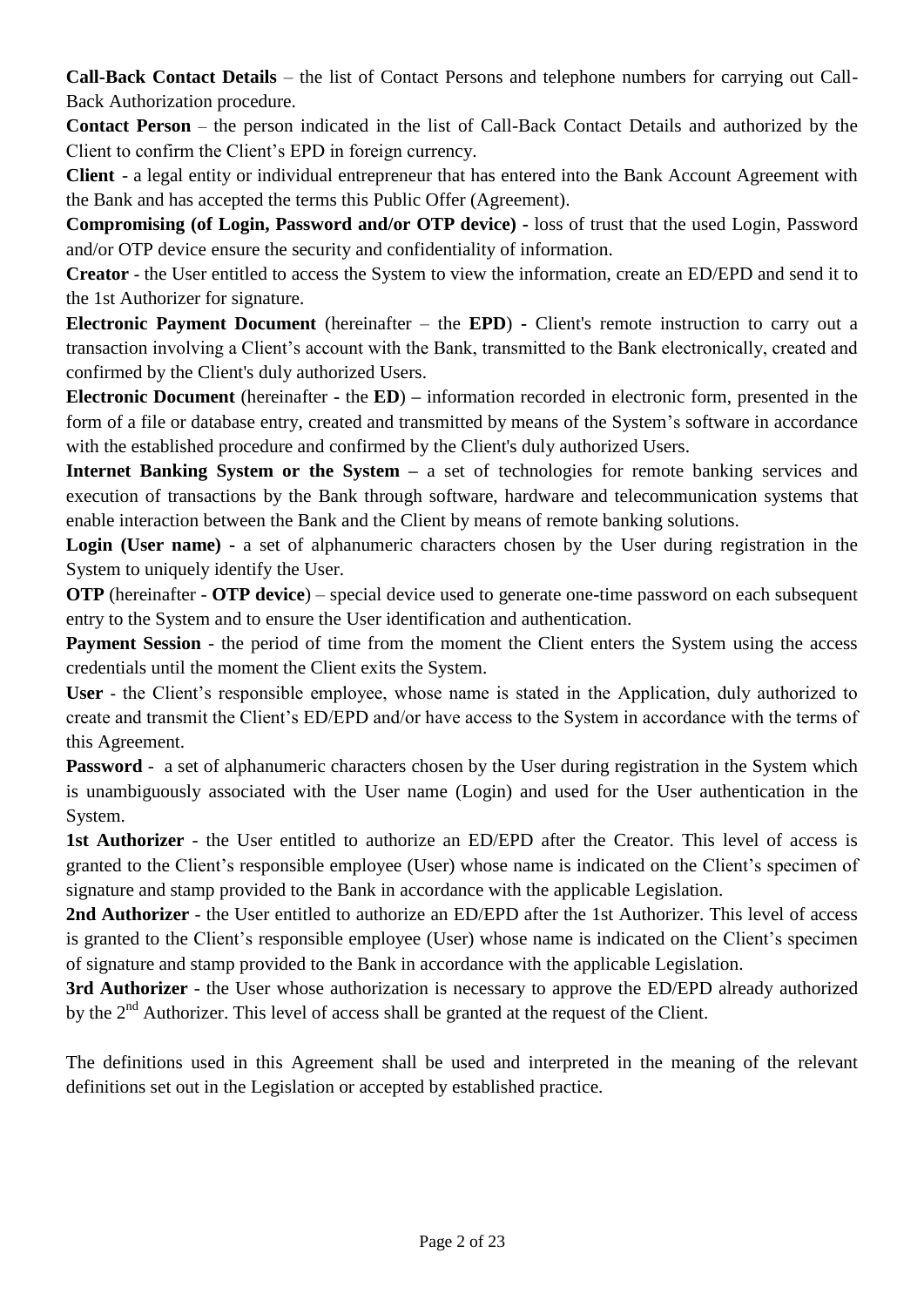**Call-Back Contact Details** – the list of Contact Persons and telephone numbers for carrying out Call-Back Authorization procedure.

**Contact Person** – the person indicated in the list of Call-Back Contact Details and authorized by the Client to confirm the Client's EPD in foreign currency.

**Client** - a legal entity or individual entrepreneur that has entered into the Bank Account Agreement with the Bank and has accepted the terms this Public Offer (Agreement).

**Compromising (of Login, Password and/or OTP device)** - loss of trust that the used Login, Password and/or OTP device ensure the security and confidentiality of information.

**Creator** - the User entitled to access the System to view the information, create an ED/EPD and send it to the 1st Authorizer for signature.

**Electronic Payment Document** (hereinafter – the **EPD**) - Client's remote instruction to carry out a transaction involving a Client's account with the Bank, transmitted to the Bank electronically, created and confirmed by the Client's duly authorized Users.

**Electronic Document** (hereinafter - the **ED**) – information recorded in electronic form, presented in the form of a file or database entry, created and transmitted by means of the System's software in accordance with the established procedure and confirmed by the Client's duly authorized Users.

**Internet Banking System or the System** – a set of technologies for remote banking services and execution of transactions by the Bank through software, hardware and telecommunication systems that enable interaction between the Bank and the Client by means of remote banking solutions.

**Login (User name)** - a set of alphanumeric characters chosen by the User during registration in the System to uniquely identify the User.

**OTP** (hereinafter - **OTP device**) – special device used to generate one-time password on each subsequent entry to the System and to ensure the User identification and authentication.

**Payment Session** - the period of time from the moment the Client enters the System using the access credentials until the moment the Client exits the System.

**User** - the Client's responsible employee, whose name is stated in the Application, duly authorized to create and transmit the Client's ED/EPD and/or have access to the System in accordance with the terms of this Agreement.

**Password** - a set of alphanumeric characters chosen by the User during registration in the System which is unambiguously associated with the User name (Login) and used for the User authentication in the System.

**1st Authorizer** - the User entitled to authorize an ED/EPD after the Creator. This level of access is granted to the Client's responsible employee (User) whose name is indicated on the Client's specimen of signature and stamp provided to the Bank in accordance with the applicable Legislation.

**2nd Authorizer** - the User entitled to authorize an ED/EPD after the 1st Authorizer. This level of access is granted to the Client's responsible employee (User) whose name is indicated on the Client's specimen of signature and stamp provided to the Bank in accordance with the applicable Legislation.

**3rd Authorizer** - the User whose authorization is necessary to approve the ED/EPD already authorized by the 2nd Authorizer. This level of access shall be granted at the request of the Client.

The definitions used in this Agreement shall be used and interpreted in the meaning of the relevant definitions set out in the Legislation or accepted by established practice.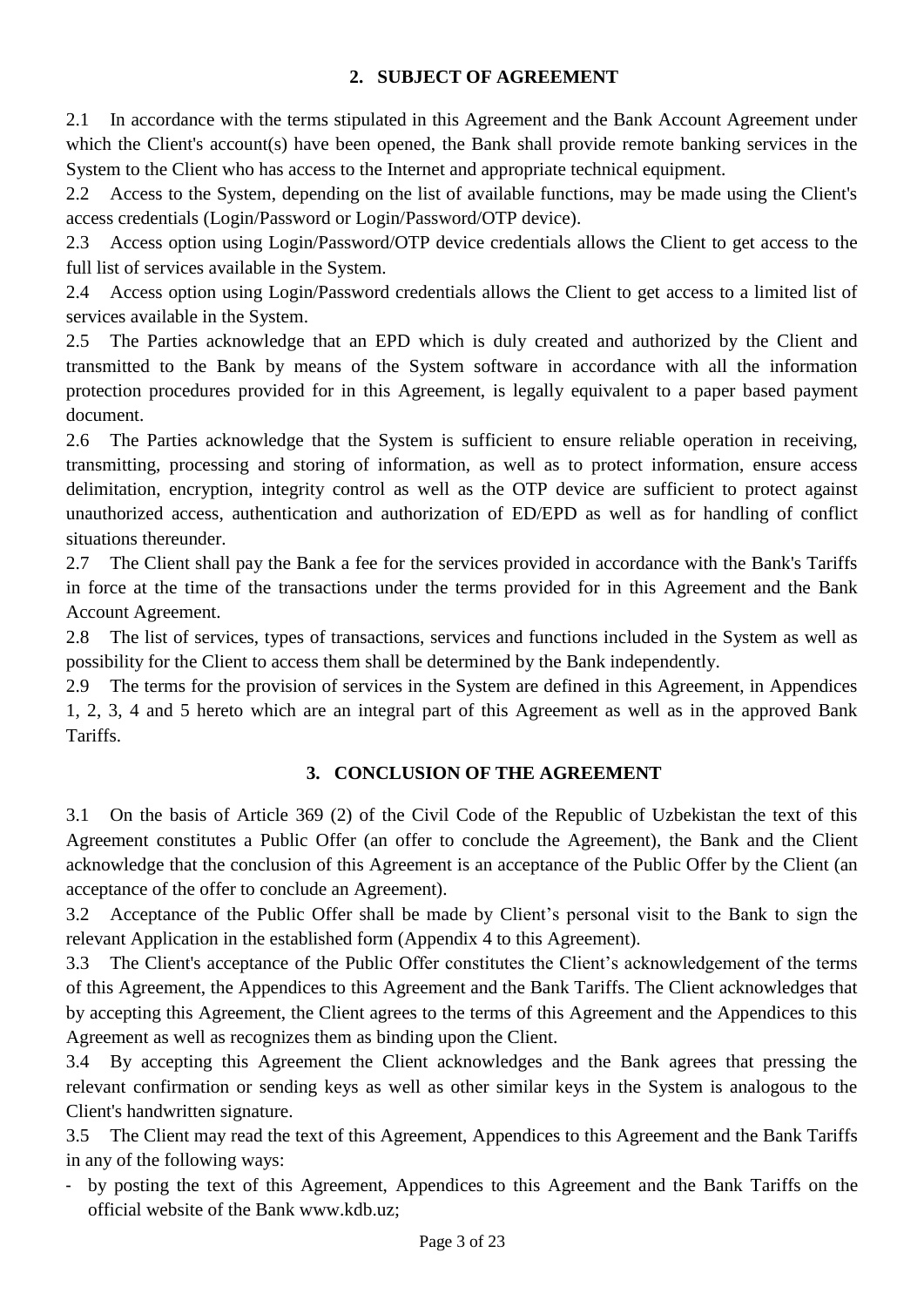## 2. SUBJECT OF AGREEMENT

2.1 In accordance with the terms stipulated in this Agreement and the Bank Account Agreement under which the Client's account(s) have been opened, the Bank shall provide remote banking services in the System to the Client who has access to the Internet and appropriate technical equipment.

2.2 Access to the System, depending on the list of available functions, may be made using the Client's access credentials (Login/Password or Login/Password/OTP device).

2.3 Access option using Login/Password/OTP device credentials allows the Client to get access to the full list of services available in the System.

2.4 Access option using Login/Password credentials allows the Client to get access to a limited list of services available in the System.

2.5 The Parties acknowledge that an EPD which is duly created and authorized by the Client and transmitted to the Bank by means of the System software in accordance with all the information protection procedures provided for in this Agreement, is legally equivalent to a paper based payment document.

2.6 The Parties acknowledge that the System is sufficient to ensure reliable operation in receiving, transmitting, processing and storing of information, as well as to protect information, ensure access delimitation, encryption, integrity control as well as the OTP device are sufficient to protect against unauthorized access, authentication and authorization of ED/EPD as well as for handling of conflict situations thereunder.

2.7 The Client shall pay the Bank a fee for the services provided in accordance with the Bank's Tariffs in force at the time of the transactions under the terms provided for in this Agreement and the Bank Account Agreement.

2.8 The list of services, types of transactions, services and functions included in the System as well as possibility for the Client to access them shall be determined by the Bank independently.

2.9 The terms for the provision of services in the System are defined in this Agreement, in Appendices 1, 2, 3, 4 and 5 hereto which are an integral part of this Agreement as well as in the approved Bank Tariffs.

## 3. CONCLUSION OF THE AGREEMENT

3.1 On the basis of Article 369 (2) of the Civil Code of the Republic of Uzbekistan the text of this Agreement constitutes a Public Offer (an offer to conclude the Agreement), the Bank and the Client acknowledge that the conclusion of this Agreement is an acceptance of the Public Offer by the Client (an acceptance of the offer to conclude an Agreement).

3.2 Acceptance of the Public Offer shall be made by Client's personal visit to the Bank to sign the relevant Application in the established form (Appendix 4 to this Agreement).

3.3 The Client's acceptance of the Public Offer constitutes the Client's acknowledgement of the terms of this Agreement, the Appendices to this Agreement and the Bank Tariffs. The Client acknowledges that by accepting this Agreement, the Client agrees to the terms of this Agreement and the Appendices to this Agreement as well as recognizes them as binding upon the Client.

3.4 By accepting this Agreement the Client acknowledges and the Bank agrees that pressing the relevant confirmation or sending keys as well as other similar keys in the System is analogous to the Client's handwritten signature.

3.5 The Client may read the text of this Agreement, Appendices to this Agreement and the Bank Tariffs in any of the following ways:

- by posting the text of this Agreement, Appendices to this Agreement and the Bank Tariffs on the official website of the Bank www.kdb.uz;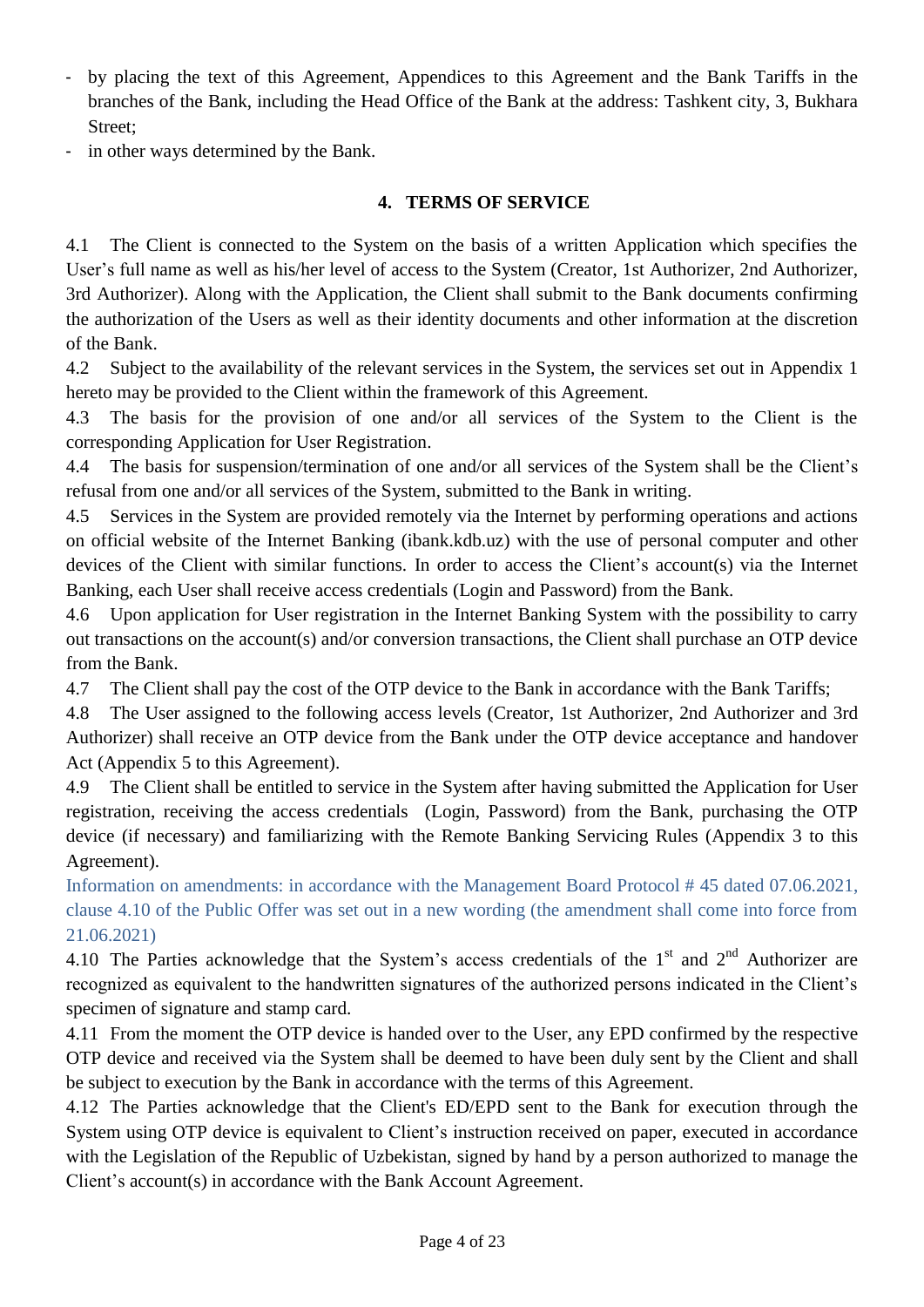- by placing the text of this Agreement, Appendices to this Agreement and the Bank Tariffs in the branches of the Bank, including the Head Office of the Bank at the address: Tashkent city, 3, Bukhara Street;
- in other ways determined by the Bank.

## 4. TERMS OF SERVICE

4.1 The Client is connected to the System on the basis of a written Application which specifies the User's full name as well as his/her level of access to the System (Creator, 1st Authorizer, 2nd Authorizer, 3rd Authorizer). Along with the Application, the Client shall submit to the Bank documents confirming the authorization of the Users as well as their identity documents and other information at the discretion of the Bank.

4.2 Subject to the availability of the relevant services in the System, the services set out in Appendix 1 hereto may be provided to the Client within the framework of this Agreement.

4.3 The basis for the provision of one and/or all services of the System to the Client is the corresponding Application for User Registration.

4.4 The basis for suspension/termination of one and/or all services of the System shall be the Client's refusal from one and/or all services of the System, submitted to the Bank in writing.

4.5 Services in the System are provided remotely via the Internet by performing operations and actions on official website of the Internet Banking (ibank.kdb.uz) with the use of personal computer and other devices of the Client with similar functions. In order to access the Client's account(s) via the Internet Banking, each User shall receive access credentials (Login and Password) from the Bank.

4.6 Upon application for User registration in the Internet Banking System with the possibility to carry out transactions on the account(s) and/or conversion transactions, the Client shall purchase an OTP device from the Bank.

4.7 The Client shall pay the cost of the OTP device to the Bank in accordance with the Bank Tariffs;

4.8 The User assigned to the following access levels (Creator, 1st Authorizer, 2nd Authorizer and 3rd Authorizer) shall receive an OTP device from the Bank under the OTP device acceptance and handover Act (Appendix 5 to this Agreement).

4.9 The Client shall be entitled to service in the System after having submitted the Application for User registration, receiving the access credentials (Login, Password) from the Bank, purchasing the OTP device (if necessary) and familiarizing with the Remote Banking Servicing Rules (Appendix 3 to this Agreement).

Information on amendments: in accordance with the Management Board Protocol # 45 dated 07.06.2021, clause 4.10 of the Public Offer was set out in a new wording (the amendment shall come into force from 21.06.2021)

4.10 The Parties acknowledge that the System's access credentials of the 1st and 2nd Authorizer are recognized as equivalent to the handwritten signatures of the authorized persons indicated in the Client's specimen of signature and stamp card.

4.11 From the moment the OTP device is handed over to the User, any EPD confirmed by the respective OTP device and received via the System shall be deemed to have been duly sent by the Client and shall be subject to execution by the Bank in accordance with the terms of this Agreement.

4.12 The Parties acknowledge that the Client's ED/EPD sent to the Bank for execution through the System using OTP device is equivalent to Client's instruction received on paper, executed in accordance with the Legislation of the Republic of Uzbekistan, signed by hand by a person authorized to manage the Client's account(s) in accordance with the Bank Account Agreement.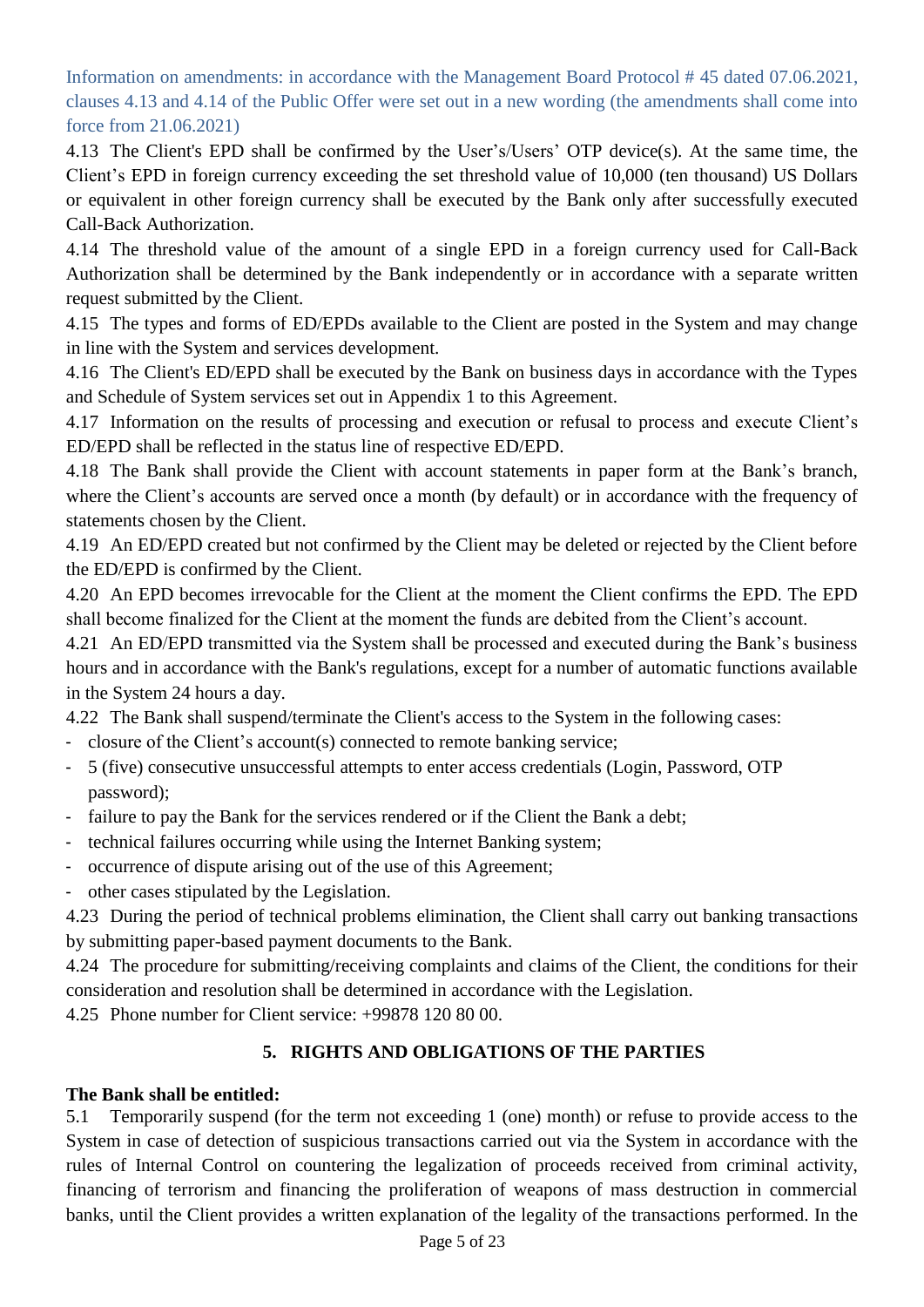Information on amendments: in accordance with the Management Board Protocol # 45 dated 07.06.2021, clauses 4.13 and 4.14 of the Public Offer were set out in a new wording (the amendments shall come into force from 21.06.2021)

4.13 The Client's EPD shall be confirmed by the User's/Users' OTP device(s). At the same time, the Client's EPD in foreign currency exceeding the set threshold value of 10,000 (ten thousand) US Dollars or equivalent in other foreign currency shall be executed by the Bank only after successfully executed Call-Back Authorization.

4.14 The threshold value of the amount of a single EPD in a foreign currency used for Call-Back Authorization shall be determined by the Bank independently or in accordance with a separate written request submitted by the Client.

4.15 The types and forms of ED/EPDs available to the Client are posted in the System and may change in line with the System and services development.

4.16 The Client's ED/EPD shall be executed by the Bank on business days in accordance with the Types and Schedule of System services set out in Appendix 1 to this Agreement.

4.17 Information on the results of processing and execution or refusal to process and execute Client's ED/EPD shall be reflected in the status line of respective ED/EPD.

4.18 The Bank shall provide the Client with account statements in paper form at the Bank's branch, where the Client's accounts are served once a month (by default) or in accordance with the frequency of statements chosen by the Client.

4.19 An ED/EPD created but not confirmed by the Client may be deleted or rejected by the Client before the ED/EPD is confirmed by the Client.

4.20 An EPD becomes irrevocable for the Client at the moment the Client confirms the EPD. The EPD shall become finalized for the Client at the moment the funds are debited from the Client's account.

4.21 An ED/EPD transmitted via the System shall be processed and executed during the Bank's business hours and in accordance with the Bank's regulations, except for a number of automatic functions available in the System 24 hours a day.

4.22 The Bank shall suspend/terminate the Client's access to the System in the following cases:

- closure of the Client's account(s) connected to remote banking service;
- 5 (five) consecutive unsuccessful attempts to enter access credentials (Login, Password, OTP password);
- failure to pay the Bank for the services rendered or if the Client the Bank a debt;
- technical failures occurring while using the Internet Banking system;
- occurrence of dispute arising out of the use of this Agreement;
- other cases stipulated by the Legislation.

4.23 During the period of technical problems elimination, the Client shall carry out banking transactions by submitting paper-based payment documents to the Bank.

4.24 The procedure for submitting/receiving complaints and claims of the Client, the conditions for their consideration and resolution shall be determined in accordance with the Legislation.

4.25 Phone number for Client service: +99878 120 80 00.

## 5. RIGHTS AND OBLIGATIONS OF THE PARTIES

**The Bank shall be entitled:**

5.1 Temporarily suspend (for the term not exceeding 1 (one) month) or refuse to provide access to the System in case of detection of suspicious transactions carried out via the System in accordance with the rules of Internal Control on countering the legalization of proceeds received from criminal activity, financing of terrorism and financing the proliferation of weapons of mass destruction in commercial banks, until the Client provides a written explanation of the legality of the transactions performed. In the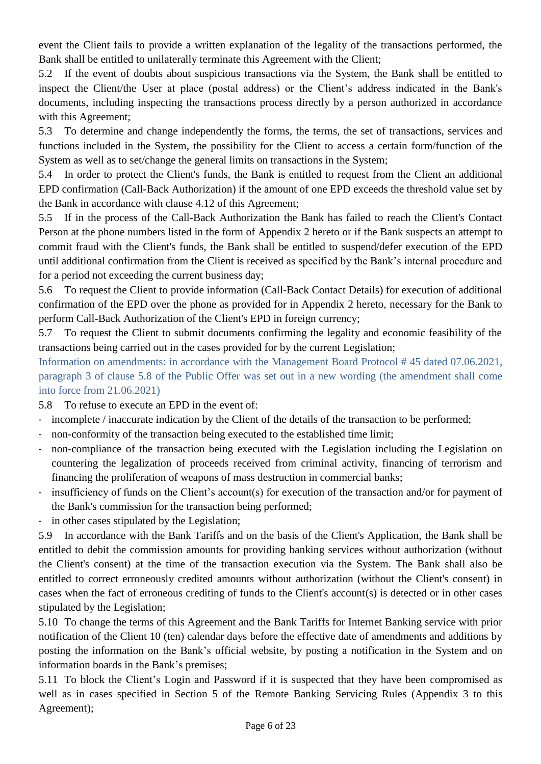event the Client fails to provide a written explanation of the legality of the transactions performed, the Bank shall be entitled to unilaterally terminate this Agreement with the Client;

5.2 If the event of doubts about suspicious transactions via the System, the Bank shall be entitled to inspect the Client/the User at place (postal address) or the Client's address indicated in the Bank's documents, including inspecting the transactions process directly by a person authorized in accordance with this Agreement;

5.3 To determine and change independently the forms, the terms, the set of transactions, services and functions included in the System, the possibility for the Client to access a certain form/function of the System as well as to set/change the general limits on transactions in the System;

5.4 In order to protect the Client's funds, the Bank is entitled to request from the Client an additional EPD confirmation (Call-Back Authorization) if the amount of one EPD exceeds the threshold value set by the Bank in accordance with clause 4.12 of this Agreement;

5.5 If in the process of the Call-Back Authorization the Bank has failed to reach the Client's Contact Person at the phone numbers listed in the form of Appendix 2 hereto or if the Bank suspects an attempt to commit fraud with the Client's funds, the Bank shall be entitled to suspend/defer execution of the EPD until additional confirmation from the Client is received as specified by the Bank's internal procedure and for a period not exceeding the current business day;

5.6 To request the Client to provide information (Call-Back Contact Details) for execution of additional confirmation of the EPD over the phone as provided for in Appendix 2 hereto, necessary for the Bank to perform Call-Back Authorization of the Client's EPD in foreign currency;

5.7 To request the Client to submit documents confirming the legality and economic feasibility of the transactions being carried out in the cases provided for by the current Legislation;

Information on amendments: in accordance with the Management Board Protocol # 45 dated 07.06.2021, paragraph 3 of clause 5.8 of the Public Offer was set out in a new wording (the amendment shall come into force from 21.06.2021)

5.8 To refuse to execute an EPD in the event of:

- incomplete / inaccurate indication by the Client of the details of the transaction to be performed;
- non-conformity of the transaction being executed to the established time limit;
- non-compliance of the transaction being executed with the Legislation including the Legislation on countering the legalization of proceeds received from criminal activity, financing of terrorism and financing the proliferation of weapons of mass destruction in commercial banks;
- insufficiency of funds on the Client's account(s) for execution of the transaction and/or for payment of the Bank's commission for the transaction being performed;
- in other cases stipulated by the Legislation;

5.9 In accordance with the Bank Tariffs and on the basis of the Client's Application, the Bank shall be entitled to debit the commission amounts for providing banking services without authorization (without the Client's consent) at the time of the transaction execution via the System. The Bank shall also be entitled to correct erroneously credited amounts without authorization (without the Client's consent) in cases when the fact of erroneous crediting of funds to the Client's account(s) is detected or in other cases stipulated by the Legislation;

5.10 To change the terms of this Agreement and the Bank Tariffs for Internet Banking service with prior notification of the Client 10 (ten) calendar days before the effective date of amendments and additions by posting the information on the Bank's official website, by posting a notification in the System and on information boards in the Bank's premises;

5.11 To block the Client's Login and Password if it is suspected that they have been compromised as well as in cases specified in Section 5 of the Remote Banking Servicing Rules (Appendix 3 to this Agreement);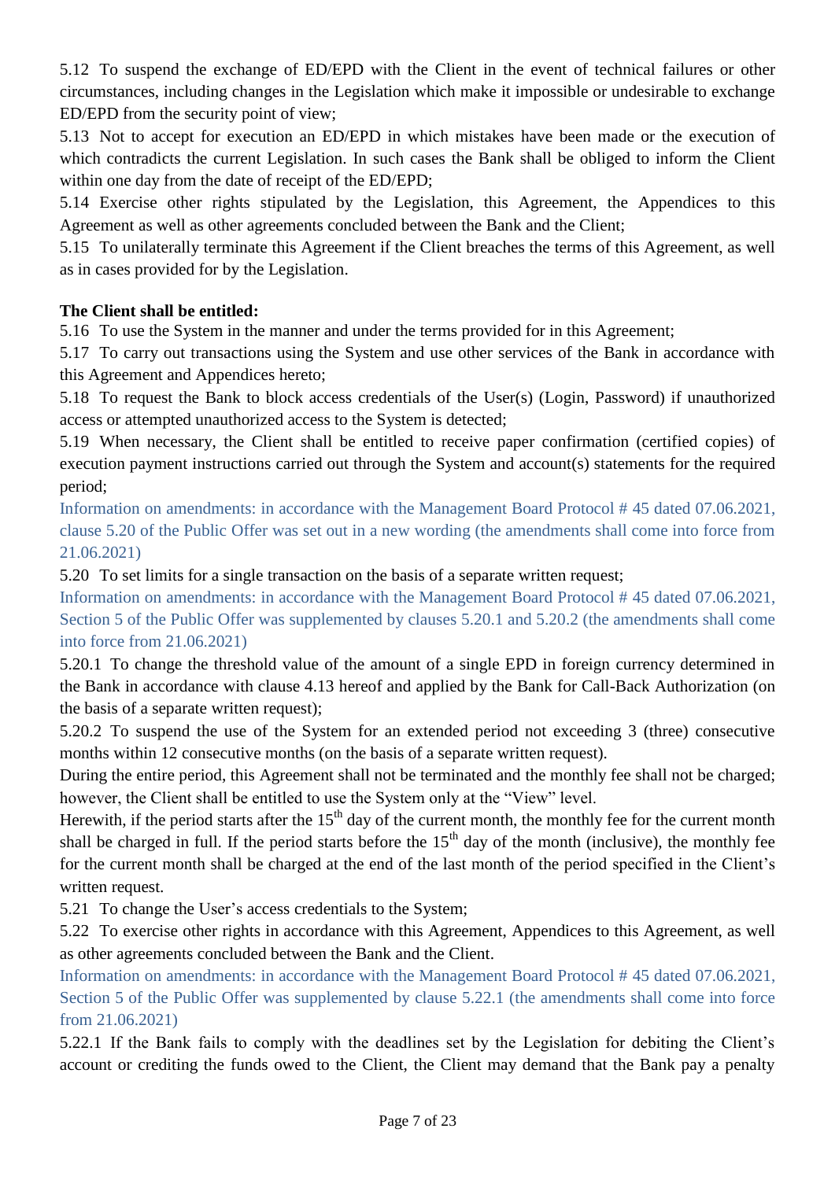5.12 To suspend the exchange of ED/EPD with the Client in the event of technical failures or other circumstances, including changes in the Legislation which make it impossible or undesirable to exchange ED/EPD from the security point of view;

5.13 Not to accept for execution an ED/EPD in which mistakes have been made or the execution of which contradicts the current Legislation. In such cases the Bank shall be obliged to inform the Client within one day from the date of receipt of the ED/EPD;

5.14 Exercise other rights stipulated by the Legislation, this Agreement, the Appendices to this Agreement as well as other agreements concluded between the Bank and the Client;

5.15 To unilaterally terminate this Agreement if the Client breaches the terms of this Agreement, as well as in cases provided for by the Legislation.

**The Client shall be entitled:**

5.16 To use the System in the manner and under the terms provided for in this Agreement;

5.17 To carry out transactions using the System and use other services of the Bank in accordance with this Agreement and Appendices hereto;

5.18 To request the Bank to block access credentials of the User(s) (Login, Password) if unauthorized access or attempted unauthorized access to the System is detected;

5.19 When necessary, the Client shall be entitled to receive paper confirmation (certified copies) of execution payment instructions carried out through the System and account(s) statements for the required period;

Information on amendments: in accordance with the Management Board Protocol # 45 dated 07.06.2021, clause 5.20 of the Public Offer was set out in a new wording (the amendments shall come into force from 21.06.2021)

5.20 To set limits for a single transaction on the basis of a separate written request;

Information on amendments: in accordance with the Management Board Protocol # 45 dated 07.06.2021, Section 5 of the Public Offer was supplemented by clauses 5.20.1 and 5.20.2 (the amendments shall come into force from 21.06.2021)

5.20.1 To change the threshold value of the amount of a single EPD in foreign currency determined in the Bank in accordance with clause 4.13 hereof and applied by the Bank for Call-Back Authorization (on the basis of a separate written request);

5.20.2 To suspend the use of the System for an extended period not exceeding 3 (three) consecutive months within 12 consecutive months (on the basis of a separate written request).

During the entire period, this Agreement shall not be terminated and the monthly fee shall not be charged; however, the Client shall be entitled to use the System only at the “View” level.

Herewith, if the period starts after the 15th day of the current month, the monthly fee for the current month shall be charged in full. If the period starts before the 15th day of the month (inclusive), the monthly fee for the current month shall be charged at the end of the last month of the period specified in the Client’s written request.

5.21 To change the User’s access credentials to the System;

5.22 To exercise other rights in accordance with this Agreement, Appendices to this Agreement, as well as other agreements concluded between the Bank and the Client.

Information on amendments: in accordance with the Management Board Protocol # 45 dated 07.06.2021, Section 5 of the Public Offer was supplemented by clause 5.22.1 (the amendments shall come into force from 21.06.2021)

5.22.1 If the Bank fails to comply with the deadlines set by the Legislation for debiting the Client’s account or crediting the funds owed to the Client, the Client may demand that the Bank pay a penalty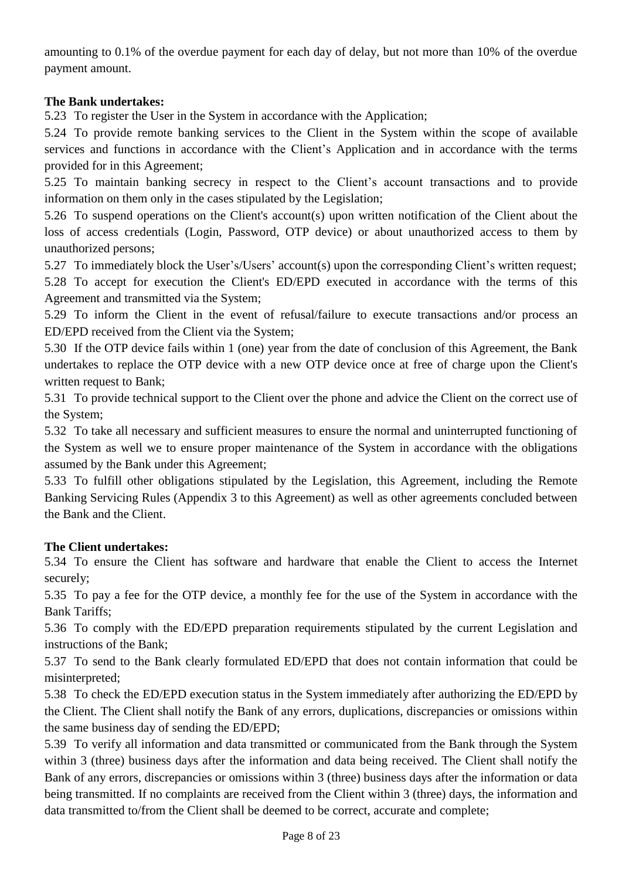amounting to 0.1% of the overdue payment for each day of delay, but not more than 10% of the overdue payment amount.

**The Bank undertakes:**

5.23 To register the User in the System in accordance with the Application;

5.24 To provide remote banking services to the Client in the System within the scope of available services and functions in accordance with the Client's Application and in accordance with the terms provided for in this Agreement;

5.25 To maintain banking secrecy in respect to the Client's account transactions and to provide information on them only in the cases stipulated by the Legislation;

5.26 To suspend operations on the Client's account(s) upon written notification of the Client about the loss of access credentials (Login, Password, OTP device) or about unauthorized access to them by unauthorized persons;

5.27 To immediately block the User's/Users' account(s) upon the corresponding Client's written request;

5.28 To accept for execution the Client's ED/EPD executed in accordance with the terms of this Agreement and transmitted via the System;

5.29 To inform the Client in the event of refusal/failure to execute transactions and/or process an ED/EPD received from the Client via the System;

5.30 If the OTP device fails within 1 (one) year from the date of conclusion of this Agreement, the Bank undertakes to replace the OTP device with a new OTP device once at free of charge upon the Client's written request to Bank;

5.31 To provide technical support to the Client over the phone and advice the Client on the correct use of the System;

5.32 To take all necessary and sufficient measures to ensure the normal and uninterrupted functioning of the System as well we to ensure proper maintenance of the System in accordance with the obligations assumed by the Bank under this Agreement;

5.33 To fulfill other obligations stipulated by the Legislation, this Agreement, including the Remote Banking Servicing Rules (Appendix 3 to this Agreement) as well as other agreements concluded between the Bank and the Client.

**The Client undertakes:**

5.34 To ensure the Client has software and hardware that enable the Client to access the Internet securely;

5.35 To pay a fee for the OTP device, a monthly fee for the use of the System in accordance with the Bank Tariffs;

5.36 To comply with the ED/EPD preparation requirements stipulated by the current Legislation and instructions of the Bank;

5.37 To send to the Bank clearly formulated ED/EPD that does not contain information that could be misinterpreted;

5.38 To check the ED/EPD execution status in the System immediately after authorizing the ED/EPD by the Client. The Client shall notify the Bank of any errors, duplications, discrepancies or omissions within the same business day of sending the ED/EPD;

5.39 To verify all information and data transmitted or communicated from the Bank through the System within 3 (three) business days after the information and data being received. The Client shall notify the Bank of any errors, discrepancies or omissions within 3 (three) business days after the information or data being transmitted. If no complaints are received from the Client within 3 (three) days, the information and data transmitted to/from the Client shall be deemed to be correct, accurate and complete;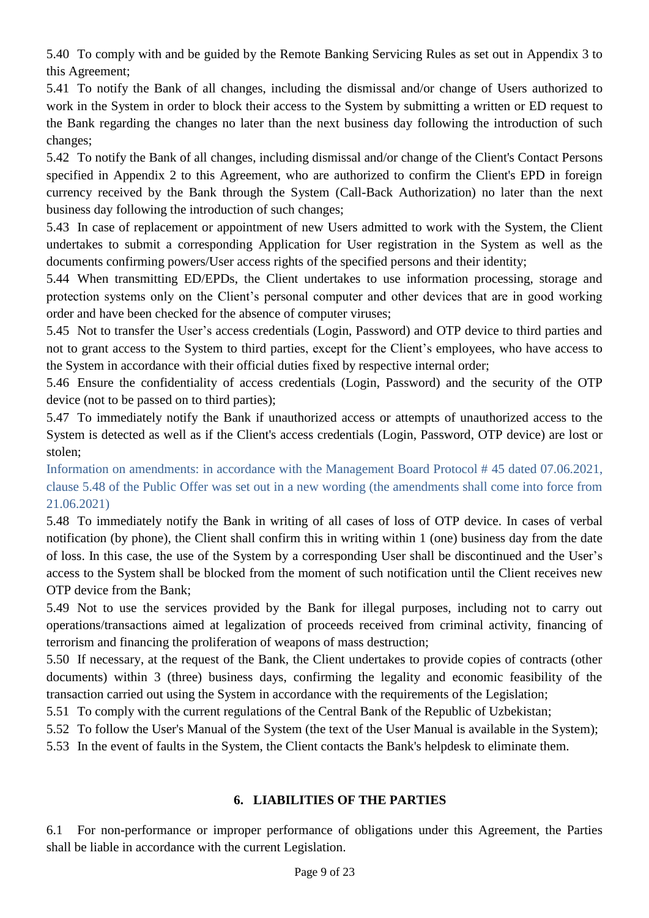5.40 To comply with and be guided by the Remote Banking Servicing Rules as set out in Appendix 3 to this Agreement;

5.41 To notify the Bank of all changes, including the dismissal and/or change of Users authorized to work in the System in order to block their access to the System by submitting a written or ED request to the Bank regarding the changes no later than the next business day following the introduction of such changes;

5.42 To notify the Bank of all changes, including dismissal and/or change of the Client's Contact Persons specified in Appendix 2 to this Agreement, who are authorized to confirm the Client's EPD in foreign currency received by the Bank through the System (Call-Back Authorization) no later than the next business day following the introduction of such changes;

5.43 In case of replacement or appointment of new Users admitted to work with the System, the Client undertakes to submit a corresponding Application for User registration in the System as well as the documents confirming powers/User access rights of the specified persons and their identity;

5.44 When transmitting ED/EPDs, the Client undertakes to use information processing, storage and protection systems only on the Client's personal computer and other devices that are in good working order and have been checked for the absence of computer viruses;

5.45 Not to transfer the User's access credentials (Login, Password) and OTP device to third parties and not to grant access to the System to third parties, except for the Client's employees, who have access to the System in accordance with their official duties fixed by respective internal order;

5.46 Ensure the confidentiality of access credentials (Login, Password) and the security of the OTP device (not to be passed on to third parties);

5.47 To immediately notify the Bank if unauthorized access or attempts of unauthorized access to the System is detected as well as if the Client's access credentials (Login, Password, OTP device) are lost or stolen;

Information on amendments: in accordance with the Management Board Protocol # 45 dated 07.06.2021, clause 5.48 of the Public Offer was set out in a new wording (the amendments shall come into force from 21.06.2021)

5.48 To immediately notify the Bank in writing of all cases of loss of OTP device. In cases of verbal notification (by phone), the Client shall confirm this in writing within 1 (one) business day from the date of loss. In this case, the use of the System by a corresponding User shall be discontinued and the User's access to the System shall be blocked from the moment of such notification until the Client receives new OTP device from the Bank;

5.49 Not to use the services provided by the Bank for illegal purposes, including not to carry out operations/transactions aimed at legalization of proceeds received from criminal activity, financing of terrorism and financing the proliferation of weapons of mass destruction;

5.50 If necessary, at the request of the Bank, the Client undertakes to provide copies of contracts (other documents) within 3 (three) business days, confirming the legality and economic feasibility of the transaction carried out using the System in accordance with the requirements of the Legislation;

5.51 To comply with the current regulations of the Central Bank of the Republic of Uzbekistan;

5.52 To follow the User's Manual of the System (the text of the User Manual is available in the System);

5.53 In the event of faults in the System, the Client contacts the Bank's helpdesk to eliminate them.

## 6. LIABILITIES OF THE PARTIES

6.1 For non-performance or improper performance of obligations under this Agreement, the Parties shall be liable in accordance with the current Legislation.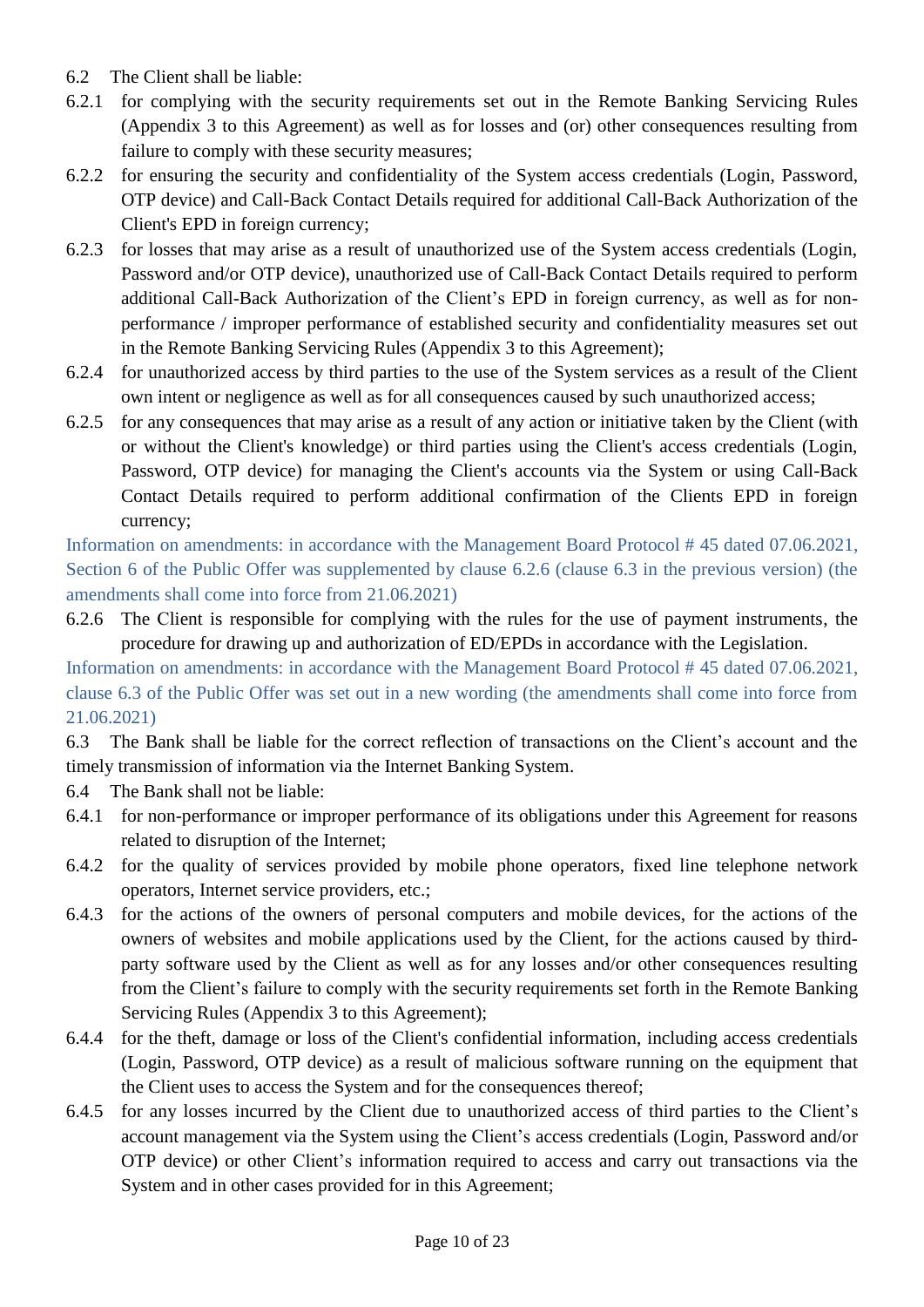6.2 The Client shall be liable:

6.2.1 for complying with the security requirements set out in the Remote Banking Servicing Rules (Appendix 3 to this Agreement) as well as for losses and (or) other consequences resulting from failure to comply with these security measures;

6.2.2 for ensuring the security and confidentiality of the System access credentials (Login, Password, OTP device) and Call-Back Contact Details required for additional Call-Back Authorization of the Client's EPD in foreign currency;

6.2.3 for losses that may arise as a result of unauthorized use of the System access credentials (Login, Password and/or OTP device), unauthorized use of Call-Back Contact Details required to perform additional Call-Back Authorization of the Client's EPD in foreign currency, as well as for non-performance / improper performance of established security and confidentiality measures set out in the Remote Banking Servicing Rules (Appendix 3 to this Agreement);

6.2.4 for unauthorized access by third parties to the use of the System services as a result of the Client own intent or negligence as well as for all consequences caused by such unauthorized access;

6.2.5 for any consequences that may arise as a result of any action or initiative taken by the Client (with or without the Client's knowledge) or third parties using the Client's access credentials (Login, Password, OTP device) for managing the Client's accounts via the System or using Call-Back Contact Details required to perform additional confirmation of the Clients EPD in foreign currency;

Information on amendments: in accordance with the Management Board Protocol # 45 dated 07.06.2021, Section 6 of the Public Offer was supplemented by clause 6.2.6 (clause 6.3 in the previous version) (the amendments shall come into force from 21.06.2021)

6.2.6 The Client is responsible for complying with the rules for the use of payment instruments, the procedure for drawing up and authorization of ED/EPDs in accordance with the Legislation.

Information on amendments: in accordance with the Management Board Protocol # 45 dated 07.06.2021, clause 6.3 of the Public Offer was set out in a new wording (the amendments shall come into force from 21.06.2021)

6.3 The Bank shall be liable for the correct reflection of transactions on the Client's account and the timely transmission of information via the Internet Banking System.

6.4 The Bank shall not be liable:

6.4.1 for non-performance or improper performance of its obligations under this Agreement for reasons related to disruption of the Internet;

6.4.2 for the quality of services provided by mobile phone operators, fixed line telephone network operators, Internet service providers, etc.;

6.4.3 for the actions of the owners of personal computers and mobile devices, for the actions of the owners of websites and mobile applications used by the Client, for the actions caused by third-party software used by the Client as well as for any losses and/or other consequences resulting from the Client's failure to comply with the security requirements set forth in the Remote Banking Servicing Rules (Appendix 3 to this Agreement);

6.4.4 for the theft, damage or loss of the Client's confidential information, including access credentials (Login, Password, OTP device) as a result of malicious software running on the equipment that the Client uses to access the System and for the consequences thereof;

6.4.5 for any losses incurred by the Client due to unauthorized access of third parties to the Client's account management via the System using the Client's access credentials (Login, Password and/or OTP device) or other Client's information required to access and carry out transactions via the System and in other cases provided for in this Agreement;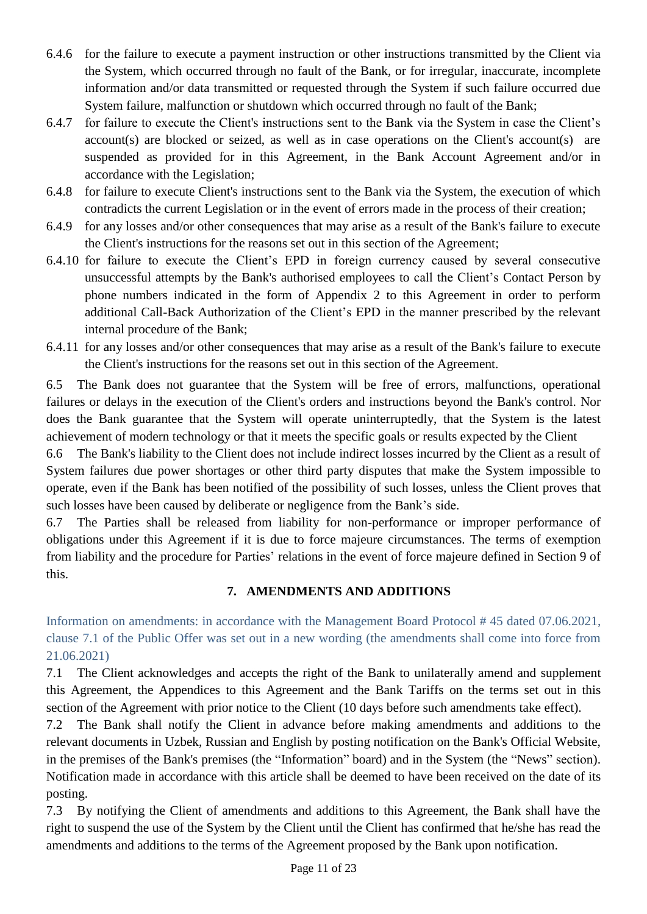6.4.6 for the failure to execute a payment instruction or other instructions transmitted by the Client via the System, which occurred through no fault of the Bank, or for irregular, inaccurate, incomplete information and/or data transmitted or requested through the System if such failure occurred due System failure, malfunction or shutdown which occurred through no fault of the Bank;

6.4.7 for failure to execute the Client's instructions sent to the Bank via the System in case the Client's account(s) are blocked or seized, as well as in case operations on the Client's account(s) are suspended as provided for in this Agreement, in the Bank Account Agreement and/or in accordance with the Legislation;

6.4.8 for failure to execute Client's instructions sent to the Bank via the System, the execution of which contradicts the current Legislation or in the event of errors made in the process of their creation;

6.4.9 for any losses and/or other consequences that may arise as a result of the Bank's failure to execute the Client's instructions for the reasons set out in this section of the Agreement;

6.4.10 for failure to execute the Client's EPD in foreign currency caused by several consecutive unsuccessful attempts by the Bank's authorised employees to call the Client's Contact Person by phone numbers indicated in the form of Appendix 2 to this Agreement in order to perform additional Call-Back Authorization of the Client's EPD in the manner prescribed by the relevant internal procedure of the Bank;

6.4.11 for any losses and/or other consequences that may arise as a result of the Bank's failure to execute the Client's instructions for the reasons set out in this section of the Agreement.

6.5 The Bank does not guarantee that the System will be free of errors, malfunctions, operational failures or delays in the execution of the Client's orders and instructions beyond the Bank's control. Nor does the Bank guarantee that the System will operate uninterruptedly, that the System is the latest achievement of modern technology or that it meets the specific goals or results expected by the Client

6.6 The Bank's liability to the Client does not include indirect losses incurred by the Client as a result of System failures due power shortages or other third party disputes that make the System impossible to operate, even if the Bank has been notified of the possibility of such losses, unless the Client proves that such losses have been caused by deliberate or negligence from the Bank's side.

6.7 The Parties shall be released from liability for non-performance or improper performance of obligations under this Agreement if it is due to force majeure circumstances. The terms of exemption from liability and the procedure for Parties' relations in the event of force majeure defined in Section 9 of this.

## 7. AMENDMENTS AND ADDITIONS

Information on amendments: in accordance with the Management Board Protocol # 45 dated 07.06.2021, clause 7.1 of the Public Offer was set out in a new wording (the amendments shall come into force from 21.06.2021)

7.1 The Client acknowledges and accepts the right of the Bank to unilaterally amend and supplement this Agreement, the Appendices to this Agreement and the Bank Tariffs on the terms set out in this section of the Agreement with prior notice to the Client (10 days before such amendments take effect).

7.2 The Bank shall notify the Client in advance before making amendments and additions to the relevant documents in Uzbek, Russian and English by posting notification on the Bank's Official Website, in the premises of the Bank's premises (the "Information" board) and in the System (the "News" section). Notification made in accordance with this article shall be deemed to have been received on the date of its posting.

7.3 By notifying the Client of amendments and additions to this Agreement, the Bank shall have the right to suspend the use of the System by the Client until the Client has confirmed that he/she has read the amendments and additions to the terms of the Agreement proposed by the Bank upon notification.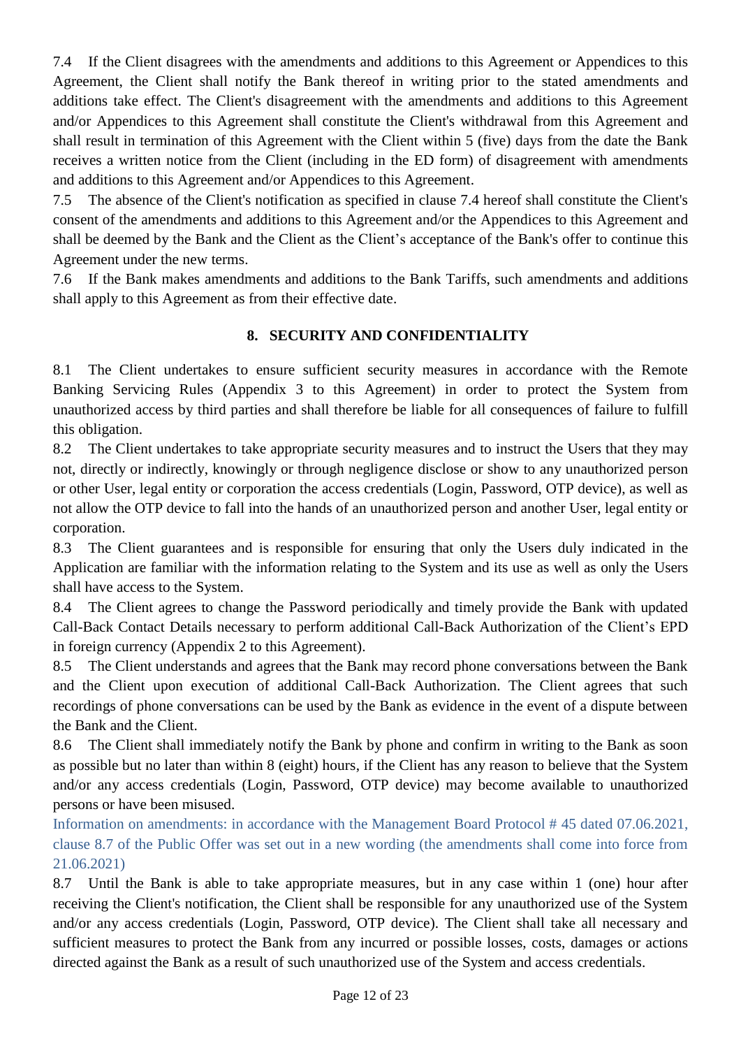7.4 If the Client disagrees with the amendments and additions to this Agreement or Appendices to this Agreement, the Client shall notify the Bank thereof in writing prior to the stated amendments and additions take effect. The Client's disagreement with the amendments and additions to this Agreement and/or Appendices to this Agreement shall constitute the Client's withdrawal from this Agreement and shall result in termination of this Agreement with the Client within 5 (five) days from the date the Bank receives a written notice from the Client (including in the ED form) of disagreement with amendments and additions to this Agreement and/or Appendices to this Agreement.

7.5 The absence of the Client's notification as specified in clause 7.4 hereof shall constitute the Client's consent of the amendments and additions to this Agreement and/or the Appendices to this Agreement and shall be deemed by the Bank and the Client as the Client's acceptance of the Bank's offer to continue this Agreement under the new terms.

7.6 If the Bank makes amendments and additions to the Bank Tariffs, such amendments and additions shall apply to this Agreement as from their effective date.

## 8. SECURITY AND CONFIDENTIALITY

8.1 The Client undertakes to ensure sufficient security measures in accordance with the Remote Banking Servicing Rules (Appendix 3 to this Agreement) in order to protect the System from unauthorized access by third parties and shall therefore be liable for all consequences of failure to fulfill this obligation.

8.2 The Client undertakes to take appropriate security measures and to instruct the Users that they may not, directly or indirectly, knowingly or through negligence disclose or show to any unauthorized person or other User, legal entity or corporation the access credentials (Login, Password, OTP device), as well as not allow the OTP device to fall into the hands of an unauthorized person and another User, legal entity or corporation.

8.3 The Client guarantees and is responsible for ensuring that only the Users duly indicated in the Application are familiar with the information relating to the System and its use as well as only the Users shall have access to the System.

8.4 The Client agrees to change the Password periodically and timely provide the Bank with updated Call-Back Contact Details necessary to perform additional Call-Back Authorization of the Client's EPD in foreign currency (Appendix 2 to this Agreement).

8.5 The Client understands and agrees that the Bank may record phone conversations between the Bank and the Client upon execution of additional Call-Back Authorization. The Client agrees that such recordings of phone conversations can be used by the Bank as evidence in the event of a dispute between the Bank and the Client.

8.6 The Client shall immediately notify the Bank by phone and confirm in writing to the Bank as soon as possible but no later than within 8 (eight) hours, if the Client has any reason to believe that the System and/or any access credentials (Login, Password, OTP device) may become available to unauthorized persons or have been misused.

Information on amendments: in accordance with the Management Board Protocol # 45 dated 07.06.2021, clause 8.7 of the Public Offer was set out in a new wording (the amendments shall come into force from 21.06.2021)

8.7 Until the Bank is able to take appropriate measures, but in any case within 1 (one) hour after receiving the Client's notification, the Client shall be responsible for any unauthorized use of the System and/or any access credentials (Login, Password, OTP device). The Client shall take all necessary and sufficient measures to protect the Bank from any incurred or possible losses, costs, damages or actions directed against the Bank as a result of such unauthorized use of the System and access credentials.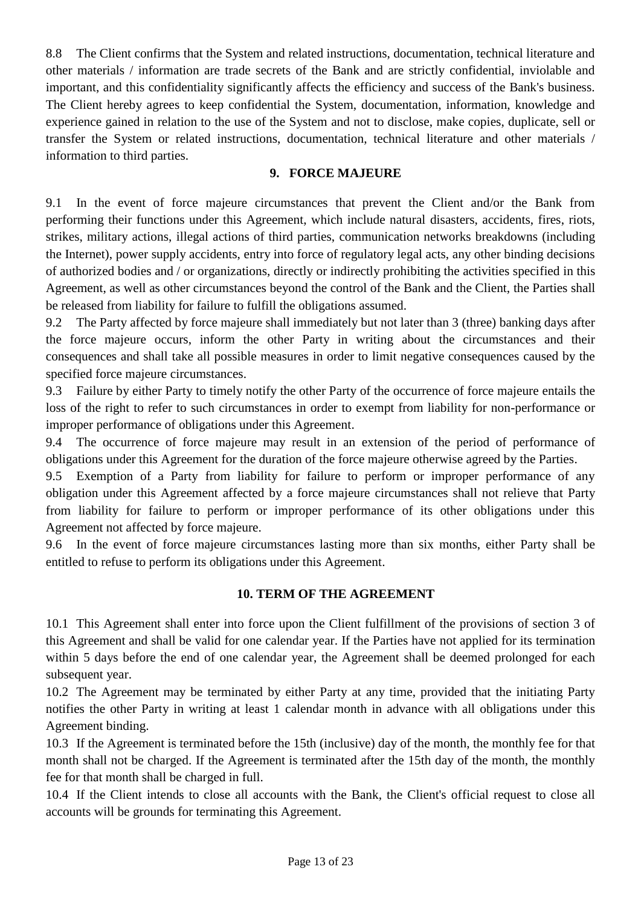8.8 The Client confirms that the System and related instructions, documentation, technical literature and other materials / information are trade secrets of the Bank and are strictly confidential, inviolable and important, and this confidentiality significantly affects the efficiency and success of the Bank's business. The Client hereby agrees to keep confidential the System, documentation, information, knowledge and experience gained in relation to the use of the System and not to disclose, make copies, duplicate, sell or transfer the System or related instructions, documentation, technical literature and other materials / information to third parties.

## 9. FORCE MAJEURE

9.1 In the event of force majeure circumstances that prevent the Client and/or the Bank from performing their functions under this Agreement, which include natural disasters, accidents, fires, riots, strikes, military actions, illegal actions of third parties, communication networks breakdowns (including the Internet), power supply accidents, entry into force of regulatory legal acts, any other binding decisions of authorized bodies and / or organizations, directly or indirectly prohibiting the activities specified in this Agreement, as well as other circumstances beyond the control of the Bank and the Client, the Parties shall be released from liability for failure to fulfill the obligations assumed.

9.2 The Party affected by force majeure shall immediately but not later than 3 (three) banking days after the force majeure occurs, inform the other Party in writing about the circumstances and their consequences and shall take all possible measures in order to limit negative consequences caused by the specified force majeure circumstances.

9.3 Failure by either Party to timely notify the other Party of the occurrence of force majeure entails the loss of the right to refer to such circumstances in order to exempt from liability for non-performance or improper performance of obligations under this Agreement.

9.4 The occurrence of force majeure may result in an extension of the period of performance of obligations under this Agreement for the duration of the force majeure otherwise agreed by the Parties.

9.5 Exemption of a Party from liability for failure to perform or improper performance of any obligation under this Agreement affected by a force majeure circumstances shall not relieve that Party from liability for failure to perform or improper performance of its other obligations under this Agreement not affected by force majeure.

9.6 In the event of force majeure circumstances lasting more than six months, either Party shall be entitled to refuse to perform its obligations under this Agreement.

## 10. TERM OF THE AGREEMENT

10.1 This Agreement shall enter into force upon the Client fulfillment of the provisions of section 3 of this Agreement and shall be valid for one calendar year. If the Parties have not applied for its termination within 5 days before the end of one calendar year, the Agreement shall be deemed prolonged for each subsequent year.

10.2 The Agreement may be terminated by either Party at any time, provided that the initiating Party notifies the other Party in writing at least 1 calendar month in advance with all obligations under this Agreement binding.

10.3 If the Agreement is terminated before the 15th (inclusive) day of the month, the monthly fee for that month shall not be charged. If the Agreement is terminated after the 15th day of the month, the monthly fee for that month shall be charged in full.

10.4 If the Client intends to close all accounts with the Bank, the Client's official request to close all accounts will be grounds for terminating this Agreement.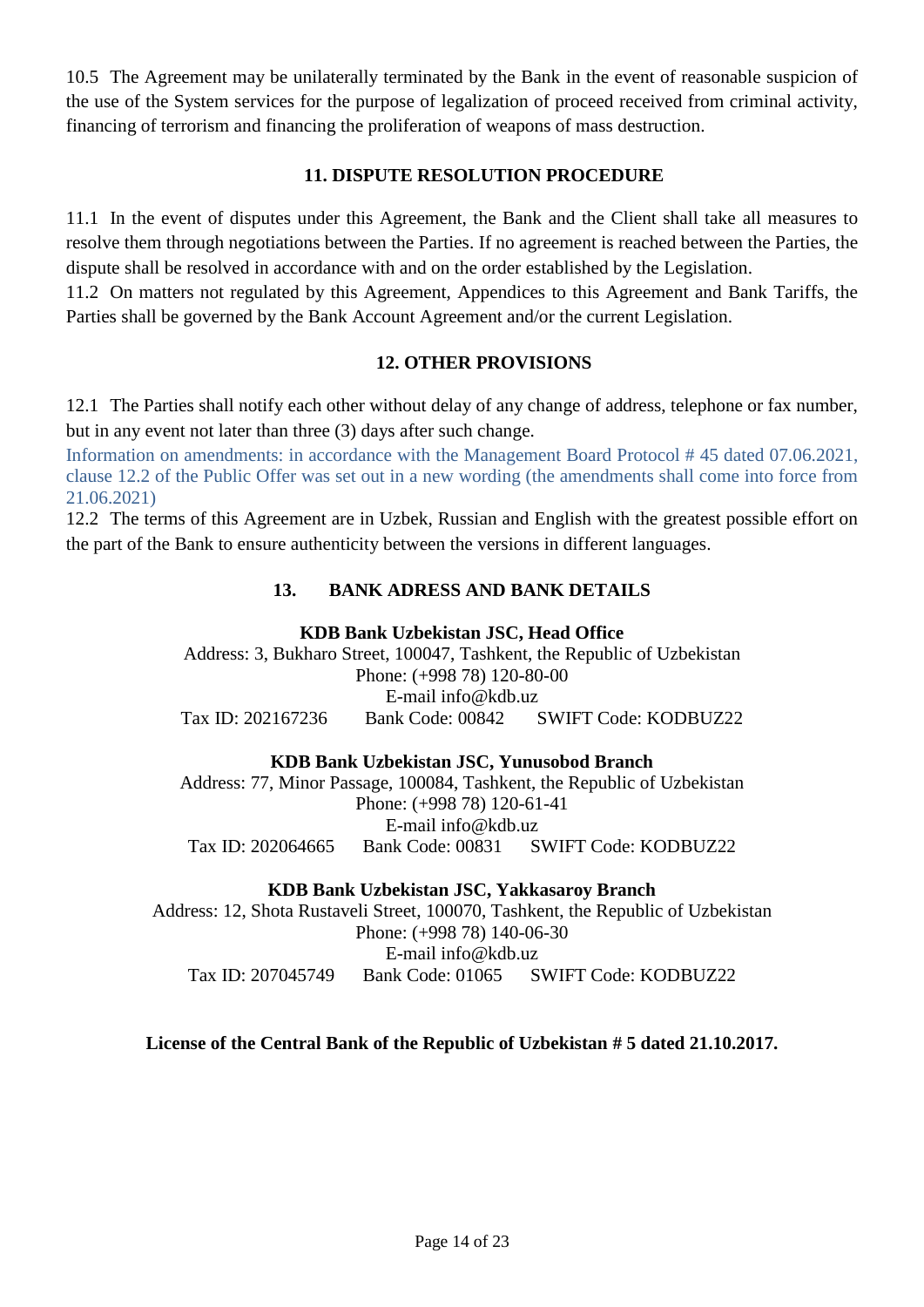10.5 The Agreement may be unilaterally terminated by the Bank in the event of reasonable suspicion of the use of the System services for the purpose of legalization of proceed received from criminal activity, financing of terrorism and financing the proliferation of weapons of mass destruction.

## 11. DISPUTE RESOLUTION PROCEDURE

11.1 In the event of disputes under this Agreement, the Bank and the Client shall take all measures to resolve them through negotiations between the Parties. If no agreement is reached between the Parties, the dispute shall be resolved in accordance with and on the order established by the Legislation.

11.2 On matters not regulated by this Agreement, Appendices to this Agreement and Bank Tariffs, the Parties shall be governed by the Bank Account Agreement and/or the current Legislation.

## 12. OTHER PROVISIONS

12.1 The Parties shall notify each other without delay of any change of address, telephone or fax number, but in any event not later than three (3) days after such change.

Information on amendments: in accordance with the Management Board Protocol # 45 dated 07.06.2021, clause 12.2 of the Public Offer was set out in a new wording (the amendments shall come into force from 21.06.2021)

12.2 The terms of this Agreement are in Uzbek, Russian and English with the greatest possible effort on the part of the Bank to ensure authenticity between the versions in different languages.

## 13. BANK ADRESS AND BANK DETAILS

**KDB Bank Uzbekistan JSC, Head Office**

Address: 3, Bukharo Street, 100047, Tashkent, the Republic of Uzbekistan
Phone: (+998 78) 120-80-00
E-mail info@kdb.uz
Tax ID: 202167236 Bank Code: 00842 SWIFT Code: KODBUZ22

**KDB Bank Uzbekistan JSC, Yunusobod Branch**

Address: 77, Minor Passage, 100084, Tashkent, the Republic of Uzbekistan
Phone: (+998 78) 120-61-41
E-mail info@kdb.uz
Tax ID: 202064665 Bank Code: 00831 SWIFT Code: KODBUZ22

**KDB Bank Uzbekistan JSC, Yakkasaroy Branch**

Address: 12, Shota Rustaveli Street, 100070, Tashkent, the Republic of Uzbekistan
Phone: (+998 78) 140-06-30
E-mail info@kdb.uz
Tax ID: 207045749 Bank Code: 01065 SWIFT Code: KODBUZ22

**License of the Central Bank of the Republic of Uzbekistan # 5 dated 21.10.2017.**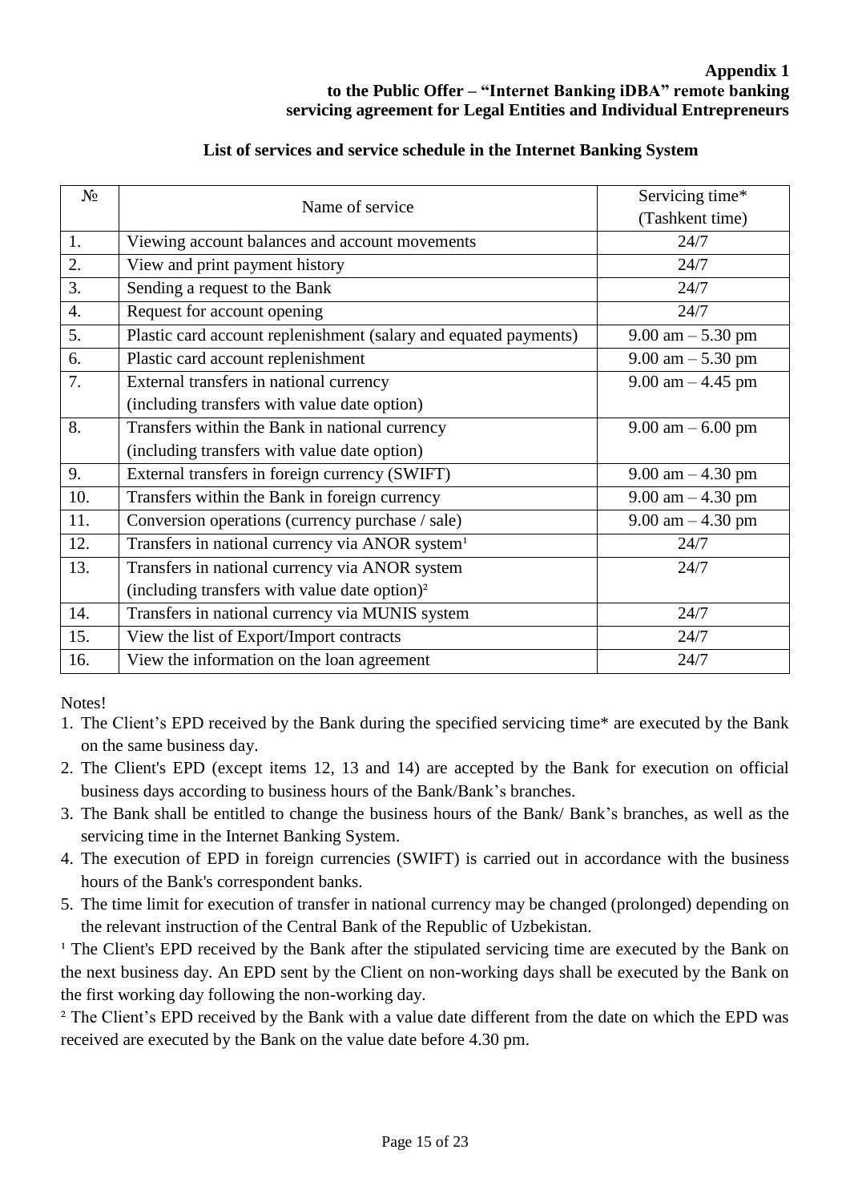**Appendix 1**
**to the Public Offer – "Internet Banking iDBA" remote banking servicing agreement for Legal Entities and Individual Entrepreneurs**

## List of services and service schedule in the Internet Banking System

| № | Name of service | Servicing time* (Tashkent time) |
|---|---|---|
| 1. | Viewing account balances and account movements | 24/7 |
| 2. | View and print payment history | 24/7 |
| 3. | Sending a request to the Bank | 24/7 |
| 4. | Request for account opening | 24/7 |
| 5. | Plastic card account replenishment (salary and equated payments) | 9.00 am – 5.30 pm |
| 6. | Plastic card account replenishment | 9.00 am – 5.30 pm |
| 7. | External transfers in national currency (including transfers with value date option) | 9.00 am – 4.45 pm |
| 8. | Transfers within the Bank in national currency (including transfers with value date option) | 9.00 am – 6.00 pm |
| 9. | External transfers in foreign currency (SWIFT) | 9.00 am – 4.30 pm |
| 10. | Transfers within the Bank in foreign currency | 9.00 am – 4.30 pm |
| 11. | Conversion operations (currency purchase / sale) | 9.00 am – 4.30 pm |
| 12. | Transfers in national currency via ANOR system[1] | 24/7 |
| 13. | Transfers in national currency via ANOR system (including transfers with value date option)[2] | 24/7 |
| 14. | Transfers in national currency via MUNIS system | 24/7 |
| 15. | View the list of Export/Import contracts | 24/7 |
| 16. | View the information on the loan agreement | 24/7 |

Notes!

1. The Client's EPD received by the Bank during the specified servicing time* are executed by the Bank on the same business day.
2. The Client's EPD (except items 12, 13 and 14) are accepted by the Bank for execution on official business days according to business hours of the Bank/Bank's branches.
3. The Bank shall be entitled to change the business hours of the Bank/ Bank's branches, as well as the servicing time in the Internet Banking System.
4. The execution of EPD in foreign currencies (SWIFT) is carried out in accordance with the business hours of the Bank's correspondent banks.
5. The time limit for execution of transfer in national currency may be changed (prolonged) depending on the relevant instruction of the Central Bank of the Republic of Uzbekistan.

[1] The Client's EPD received by the Bank after the stipulated servicing time are executed by the Bank on the next business day. An EPD sent by the Client on non-working days shall be executed by the Bank on the first working day following the non-working day.

[2] The Client's EPD received by the Bank with a value date different from the date on which the EPD was received are executed by the Bank on the value date before 4.30 pm.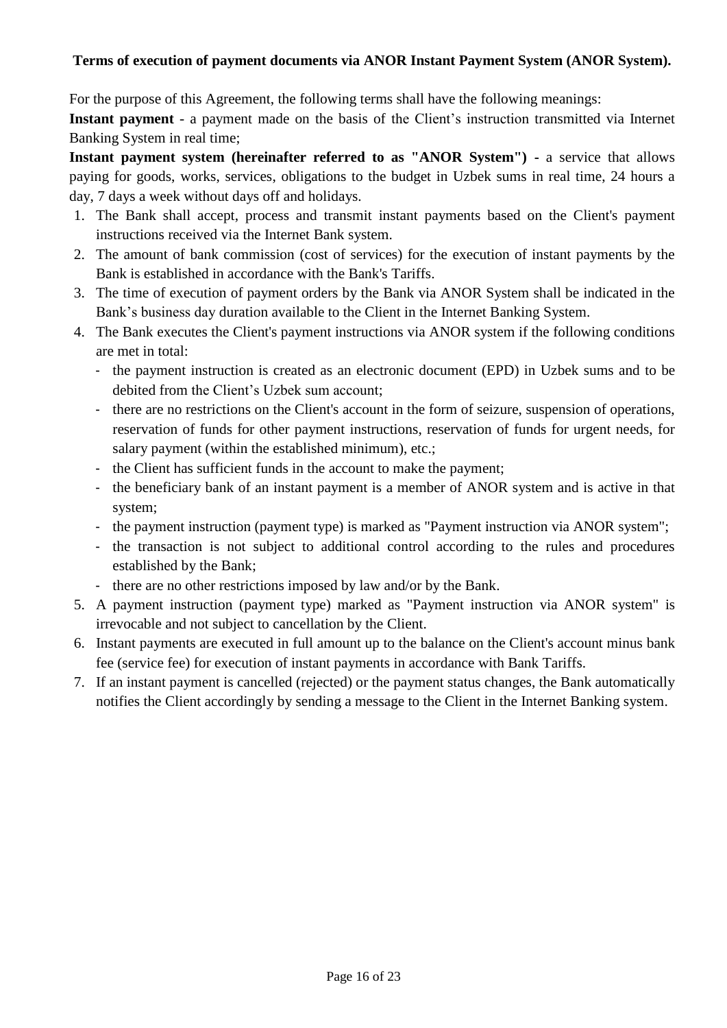**Terms of execution of payment documents via ANOR Instant Payment System (ANOR System).**

For the purpose of this Agreement, the following terms shall have the following meanings:

**Instant payment** - a payment made on the basis of the Client's instruction transmitted via Internet Banking System in real time;

**Instant payment system (hereinafter referred to as "ANOR System") -** a service that allows paying for goods, works, services, obligations to the budget in Uzbek sums in real time, 24 hours a day, 7 days a week without days off and holidays.

1. The Bank shall accept, process and transmit instant payments based on the Client's payment instructions received via the Internet Bank system.
2. The amount of bank commission (cost of services) for the execution of instant payments by the Bank is established in accordance with the Bank's Tariffs.
3. The time of execution of payment orders by the Bank via ANOR System shall be indicated in the Bank's business day duration available to the Client in the Internet Banking System.
4. The Bank executes the Client's payment instructions via ANOR system if the following conditions are met in total:
   - the payment instruction is created as an electronic document (EPD) in Uzbek sums and to be debited from the Client's Uzbek sum account;
   - there are no restrictions on the Client's account in the form of seizure, suspension of operations, reservation of funds for other payment instructions, reservation of funds for urgent needs, for salary payment (within the established minimum), etc.;
   - the Client has sufficient funds in the account to make the payment;
   - the beneficiary bank of an instant payment is a member of ANOR system and is active in that system;
   - the payment instruction (payment type) is marked as "Payment instruction via ANOR system";
   - the transaction is not subject to additional control according to the rules and procedures established by the Bank;
   - there are no other restrictions imposed by law and/or by the Bank.
5. A payment instruction (payment type) marked as "Payment instruction via ANOR system" is irrevocable and not subject to cancellation by the Client.
6. Instant payments are executed in full amount up to the balance on the Client's account minus bank fee (service fee) for execution of instant payments in accordance with Bank Tariffs.
7. If an instant payment is cancelled (rejected) or the payment status changes, the Bank automatically notifies the Client accordingly by sending a message to the Client in the Internet Banking system.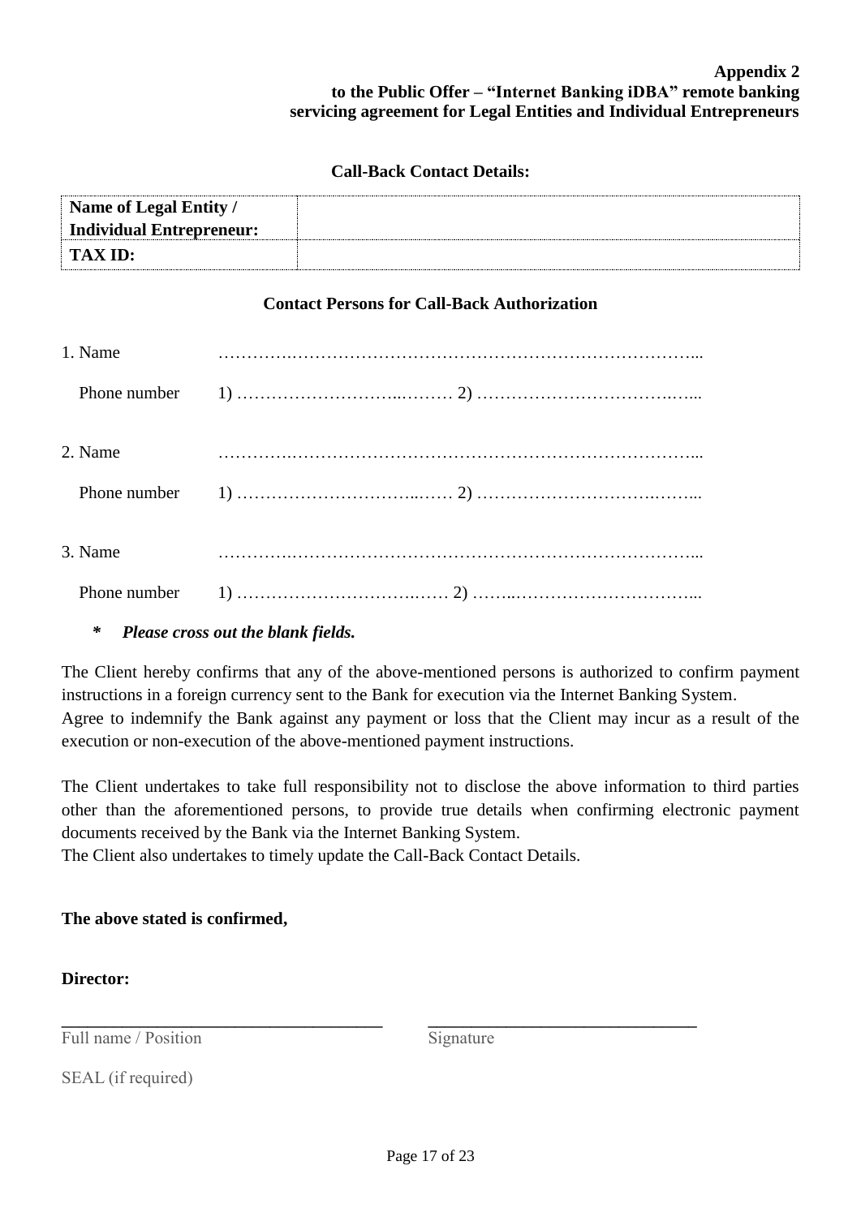**Appendix 2**
**to the Public Offer – "Internet Banking iDBA" remote banking servicing agreement for Legal Entities and Individual Entrepreneurs**

**Call-Back Contact Details:**

| **Name of Legal Entity / Individual Entrepreneur:** | |
|---|---|
| **TAX ID:** | |

**Contact Persons for Call-Back Authorization**

1. Name …………………………………………………………………………...

   Phone number 1) ………………………………… 2) ……………………………………...

2. Name …………………………………………………………………………...

   Phone number 1) ………………………………… 2) ……………………………………...

3. Name …………………………………………………………………………...

   Phone number 1) ………………………………… 2) ……………………………………...

\* ***Please cross out the blank fields.***

The Client hereby confirms that any of the above-mentioned persons is authorized to confirm payment instructions in a foreign currency sent to the Bank for execution via the Internet Banking System.
Agree to indemnify the Bank against any payment or loss that the Client may incur as a result of the execution or non-execution of the above-mentioned payment instructions.

The Client undertakes to take full responsibility not to disclose the above information to third parties other than the aforementioned persons, to provide true details when confirming electronic payment documents received by the Bank via the Internet Banking System.
The Client also undertakes to timely update the Call-Back Contact Details.

**The above stated is confirmed,**

**Director:**

______________________________ ______________________________
Full name / Position Signature

SEAL (if required)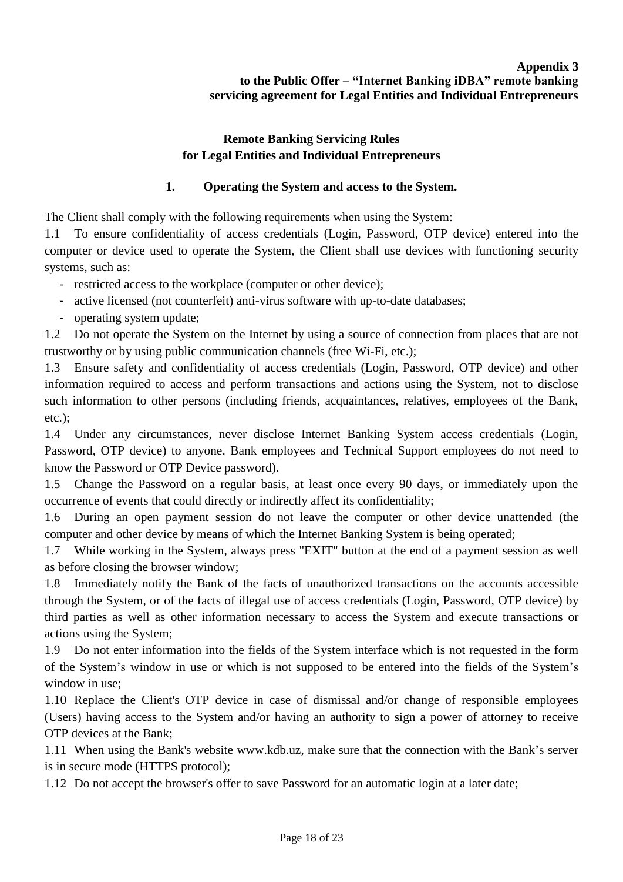**Appendix 3**
**to the Public Offer – "Internet Banking iDBA" remote banking servicing agreement for Legal Entities and Individual Entrepreneurs**

## Remote Banking Servicing Rules for Legal Entities and Individual Entrepreneurs

### 1. Operating the System and access to the System.

The Client shall comply with the following requirements when using the System:

1.1 To ensure confidentiality of access credentials (Login, Password, OTP device) entered into the computer or device used to operate the System, the Client shall use devices with functioning security systems, such as:

- restricted access to the workplace (computer or other device);
- active licensed (not counterfeit) anti-virus software with up-to-date databases;
- operating system update;

1.2 Do not operate the System on the Internet by using a source of connection from places that are not trustworthy or by using public communication channels (free Wi-Fi, etc.);

1.3 Ensure safety and confidentiality of access credentials (Login, Password, OTP device) and other information required to access and perform transactions and actions using the System, not to disclose such information to other persons (including friends, acquaintances, relatives, employees of the Bank, etc.);

1.4 Under any circumstances, never disclose Internet Banking System access credentials (Login, Password, OTP device) to anyone. Bank employees and Technical Support employees do not need to know the Password or OTP Device password).

1.5 Change the Password on a regular basis, at least once every 90 days, or immediately upon the occurrence of events that could directly or indirectly affect its confidentiality;

1.6 During an open payment session do not leave the computer or other device unattended (the computer and other device by means of which the Internet Banking System is being operated;

1.7 While working in the System, always press "EXIT" button at the end of a payment session as well as before closing the browser window;

1.8 Immediately notify the Bank of the facts of unauthorized transactions on the accounts accessible through the System, or of the facts of illegal use of access credentials (Login, Password, OTP device) by third parties as well as other information necessary to access the System and execute transactions or actions using the System;

1.9 Do not enter information into the fields of the System interface which is not requested in the form of the System's window in use or which is not supposed to be entered into the fields of the System's window in use;

1.10 Replace the Client's OTP device in case of dismissal and/or change of responsible employees (Users) having access to the System and/or having an authority to sign a power of attorney to receive OTP devices at the Bank;

1.11 When using the Bank's website www.kdb.uz, make sure that the connection with the Bank's server is in secure mode (HTTPS protocol);

1.12 Do not accept the browser's offer to save Password for an automatic login at a later date;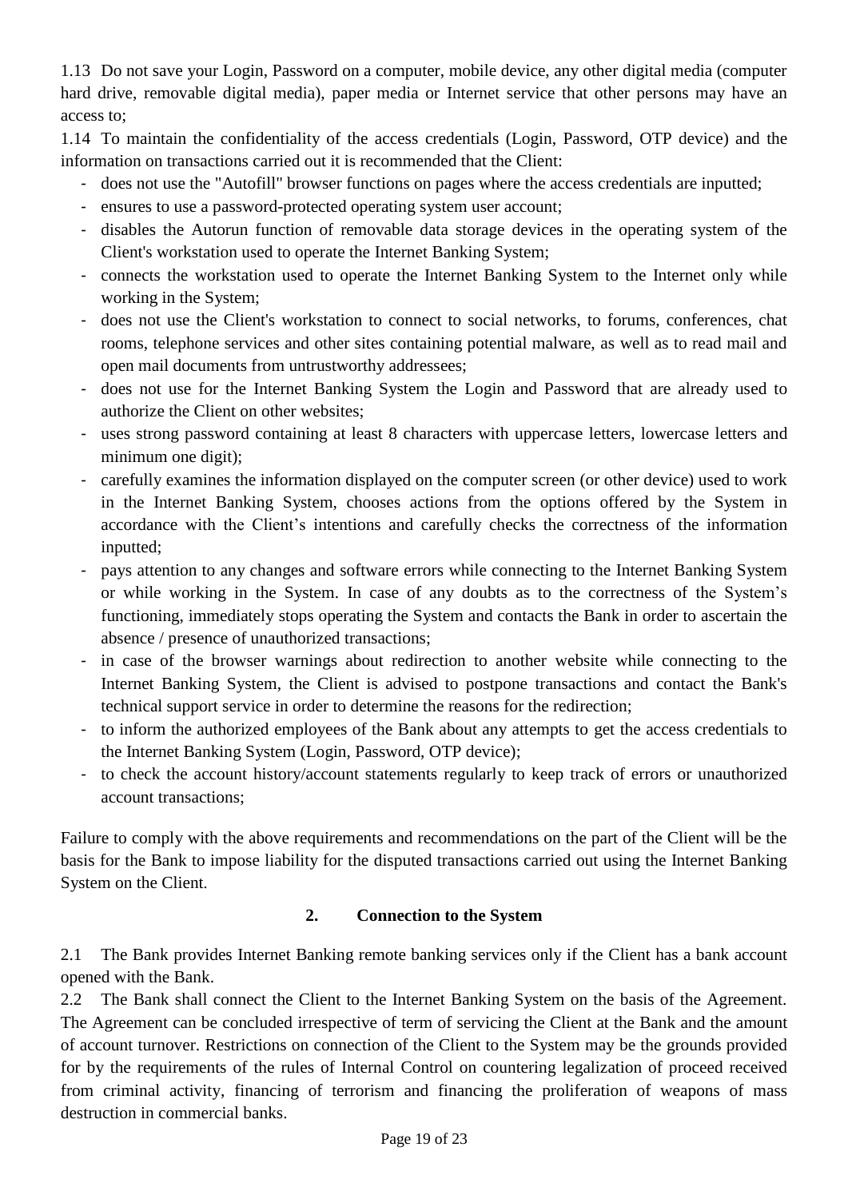1.13 Do not save your Login, Password on a computer, mobile device, any other digital media (computer hard drive, removable digital media), paper media or Internet service that other persons may have an access to;

1.14 To maintain the confidentiality of the access credentials (Login, Password, OTP device) and the information on transactions carried out it is recommended that the Client:

- does not use the "Autofill" browser functions on pages where the access credentials are inputted;
- ensures to use a password-protected operating system user account;
- disables the Autorun function of removable data storage devices in the operating system of the Client's workstation used to operate the Internet Banking System;
- connects the workstation used to operate the Internet Banking System to the Internet only while working in the System;
- does not use the Client's workstation to connect to social networks, to forums, conferences, chat rooms, telephone services and other sites containing potential malware, as well as to read mail and open mail documents from untrustworthy addressees;
- does not use for the Internet Banking System the Login and Password that are already used to authorize the Client on other websites;
- uses strong password containing at least 8 characters with uppercase letters, lowercase letters and minimum one digit);
- carefully examines the information displayed on the computer screen (or other device) used to work in the Internet Banking System, chooses actions from the options offered by the System in accordance with the Client's intentions and carefully checks the correctness of the information inputted;
- pays attention to any changes and software errors while connecting to the Internet Banking System or while working in the System. In case of any doubts as to the correctness of the System's functioning, immediately stops operating the System and contacts the Bank in order to ascertain the absence / presence of unauthorized transactions;
- in case of the browser warnings about redirection to another website while connecting to the Internet Banking System, the Client is advised to postpone transactions and contact the Bank's technical support service in order to determine the reasons for the redirection;
- to inform the authorized employees of the Bank about any attempts to get the access credentials to the Internet Banking System (Login, Password, OTP device);
- to check the account history/account statements regularly to keep track of errors or unauthorized account transactions;

Failure to comply with the above requirements and recommendations on the part of the Client will be the basis for the Bank to impose liability for the disputed transactions carried out using the Internet Banking System on the Client.

## 2. Connection to the System

2.1 The Bank provides Internet Banking remote banking services only if the Client has a bank account opened with the Bank.

2.2 The Bank shall connect the Client to the Internet Banking System on the basis of the Agreement. The Agreement can be concluded irrespective of term of servicing the Client at the Bank and the amount of account turnover. Restrictions on connection of the Client to the System may be the grounds provided for by the requirements of the rules of Internal Control on countering legalization of proceed received from criminal activity, financing of terrorism and financing the proliferation of weapons of mass destruction in commercial banks.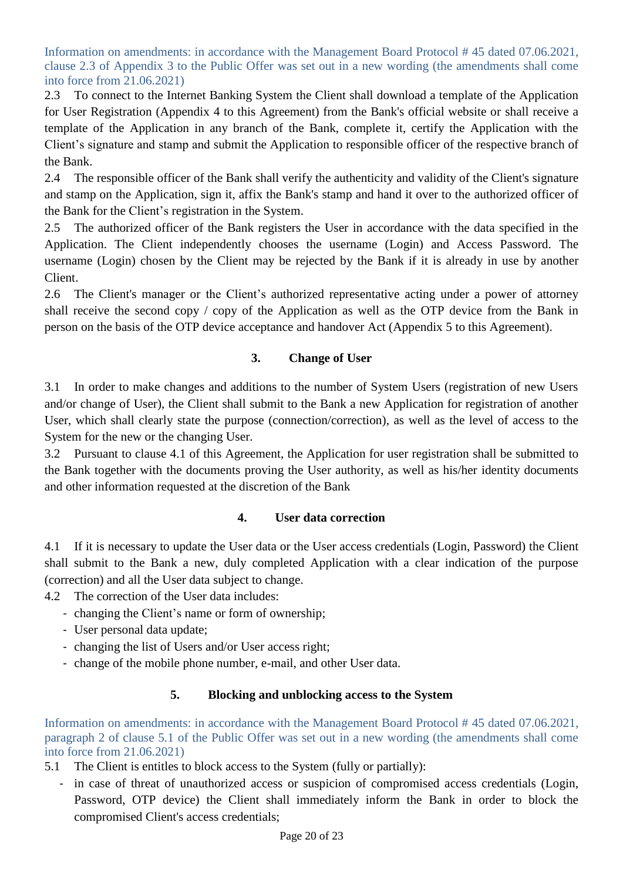Information on amendments: in accordance with the Management Board Protocol # 45 dated 07.06.2021, clause 2.3 of Appendix 3 to the Public Offer was set out in a new wording (the amendments shall come into force from 21.06.2021)

2.3 To connect to the Internet Banking System the Client shall download a template of the Application for User Registration (Appendix 4 to this Agreement) from the Bank's official website or shall receive a template of the Application in any branch of the Bank, complete it, certify the Application with the Client's signature and stamp and submit the Application to responsible officer of the respective branch of the Bank.

2.4 The responsible officer of the Bank shall verify the authenticity and validity of the Client's signature and stamp on the Application, sign it, affix the Bank's stamp and hand it over to the authorized officer of the Bank for the Client's registration in the System.

2.5 The authorized officer of the Bank registers the User in accordance with the data specified in the Application. The Client independently chooses the username (Login) and Access Password. The username (Login) chosen by the Client may be rejected by the Bank if it is already in use by another Client.

2.6 The Client's manager or the Client's authorized representative acting under a power of attorney shall receive the second copy / copy of the Application as well as the OTP device from the Bank in person on the basis of the OTP device acceptance and handover Act (Appendix 5 to this Agreement).

## 3. Change of User

3.1 In order to make changes and additions to the number of System Users (registration of new Users and/or change of User), the Client shall submit to the Bank a new Application for registration of another User, which shall clearly state the purpose (connection/correction), as well as the level of access to the System for the new or the changing User.

3.2 Pursuant to clause 4.1 of this Agreement, the Application for user registration shall be submitted to the Bank together with the documents proving the User authority, as well as his/her identity documents and other information requested at the discretion of the Bank

## 4. User data correction

4.1 If it is necessary to update the User data or the User access credentials (Login, Password) the Client shall submit to the Bank a new, duly completed Application with a clear indication of the purpose (correction) and all the User data subject to change.

4.2 The correction of the User data includes:

- changing the Client's name or form of ownership;
- User personal data update;
- changing the list of Users and/or User access right;
- change of the mobile phone number, e-mail, and other User data.

## 5. Blocking and unblocking access to the System

Information on amendments: in accordance with the Management Board Protocol # 45 dated 07.06.2021, paragraph 2 of clause 5.1 of the Public Offer was set out in a new wording (the amendments shall come into force from 21.06.2021)

5.1 The Client is entitles to block access to the System (fully or partially):

- in case of threat of unauthorized access or suspicion of compromised access credentials (Login, Password, OTP device) the Client shall immediately inform the Bank in order to block the compromised Client's access credentials;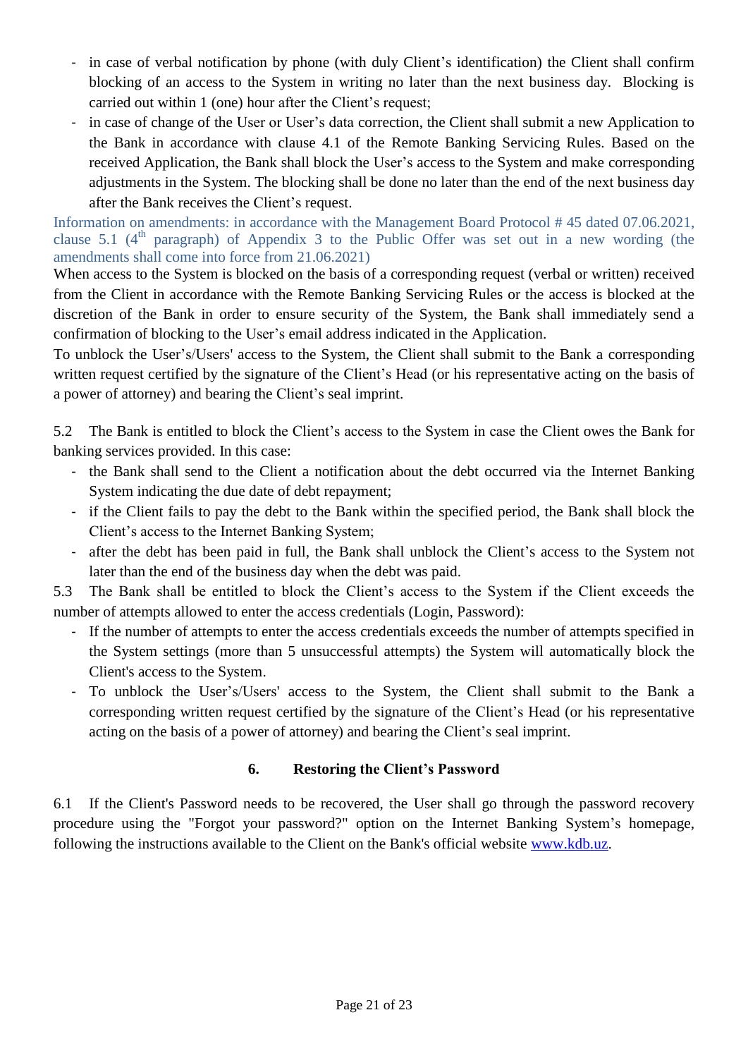- in case of verbal notification by phone (with duly Client's identification) the Client shall confirm blocking of an access to the System in writing no later than the next business day. Blocking is carried out within 1 (one) hour after the Client's request;
- in case of change of the User or User's data correction, the Client shall submit a new Application to the Bank in accordance with clause 4.1 of the Remote Banking Servicing Rules. Based on the received Application, the Bank shall block the User's access to the System and make corresponding adjustments in the System. The blocking shall be done no later than the end of the next business day after the Bank receives the Client's request.

Information on amendments: in accordance with the Management Board Protocol # 45 dated 07.06.2021, clause 5.1 (4th paragraph) of Appendix 3 to the Public Offer was set out in a new wording (the amendments shall come into force from 21.06.2021)

When access to the System is blocked on the basis of a corresponding request (verbal or written) received from the Client in accordance with the Remote Banking Servicing Rules or the access is blocked at the discretion of the Bank in order to ensure security of the System, the Bank shall immediately send a confirmation of blocking to the User's email address indicated in the Application.

To unblock the User's/Users' access to the System, the Client shall submit to the Bank a corresponding written request certified by the signature of the Client's Head (or his representative acting on the basis of a power of attorney) and bearing the Client's seal imprint.

5.2 The Bank is entitled to block the Client's access to the System in case the Client owes the Bank for banking services provided. In this case:

- the Bank shall send to the Client a notification about the debt occurred via the Internet Banking System indicating the due date of debt repayment;
- if the Client fails to pay the debt to the Bank within the specified period, the Bank shall block the Client's access to the Internet Banking System;
- after the debt has been paid in full, the Bank shall unblock the Client's access to the System not later than the end of the business day when the debt was paid.

5.3 The Bank shall be entitled to block the Client's access to the System if the Client exceeds the number of attempts allowed to enter the access credentials (Login, Password):

- If the number of attempts to enter the access credentials exceeds the number of attempts specified in the System settings (more than 5 unsuccessful attempts) the System will automatically block the Client's access to the System.
- To unblock the User's/Users' access to the System, the Client shall submit to the Bank a corresponding written request certified by the signature of the Client's Head (or his representative acting on the basis of a power of attorney) and bearing the Client's seal imprint.

## 6. Restoring the Client's Password

6.1 If the Client's Password needs to be recovered, the User shall go through the password recovery procedure using the "Forgot your password?" option on the Internet Banking System's homepage, following the instructions available to the Client on the Bank's official website www.kdb.uz.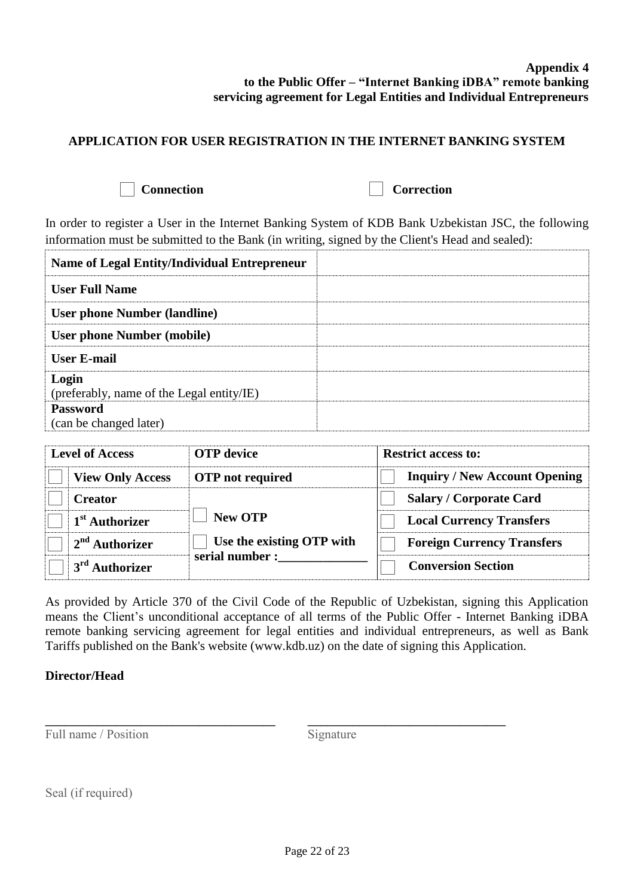**Appendix 4**
**to the Public Offer – "Internet Banking iDBA" remote banking servicing agreement for Legal Entities and Individual Entrepreneurs**

## APPLICATION FOR USER REGISTRATION IN THE INTERNET BANKING SYSTEM

☐ **Connection** ☐ **Correction**

In order to register a User in the Internet Banking System of KDB Bank Uzbekistan JSC, the following information must be submitted to the Bank (in writing, signed by the Client's Head and sealed):

| | |
|---|---|
| **Name of Legal Entity/Individual Entrepreneur** | |
| **User Full Name** | |
| **User phone Number (landline)** | |
| **User phone Number (mobile)** | |
| **User E-mail** | |
| **Login** (preferably, name of the Legal entity/IE) | |
| **Password** (can be changed later) | |

| **Level of Access** | **OTP device** | **Restrict access to:** |
|---|---|---|
| ☐ **View Only Access** | **OTP not required** | ☐ **Inquiry / New Account Opening** |
| ☐ **Creator** | | ☐ **Salary / Corporate Card** |
| ☐ **1st Authorizer** | ☐ **New OTP** | ☐ **Local Currency Transfers** |
| ☐ **2nd Authorizer** | ☐ **Use the existing OTP with serial number :______________** | ☐ **Foreign Currency Transfers** |
| ☐ **3rd Authorizer** | | ☐ **Conversion Section** |

As provided by Article 370 of the Civil Code of the Republic of Uzbekistan, signing this Application means the Client's unconditional acceptance of all terms of the Public Offer - Internet Banking iDBA remote banking servicing agreement for legal entities and individual entrepreneurs, as well as Bank Tariffs published on the Bank's website (www.kdb.uz) on the date of signing this Application.

**Director/Head**

___________________________________ ______________________________

Full name / Position Signature

Seal (if required)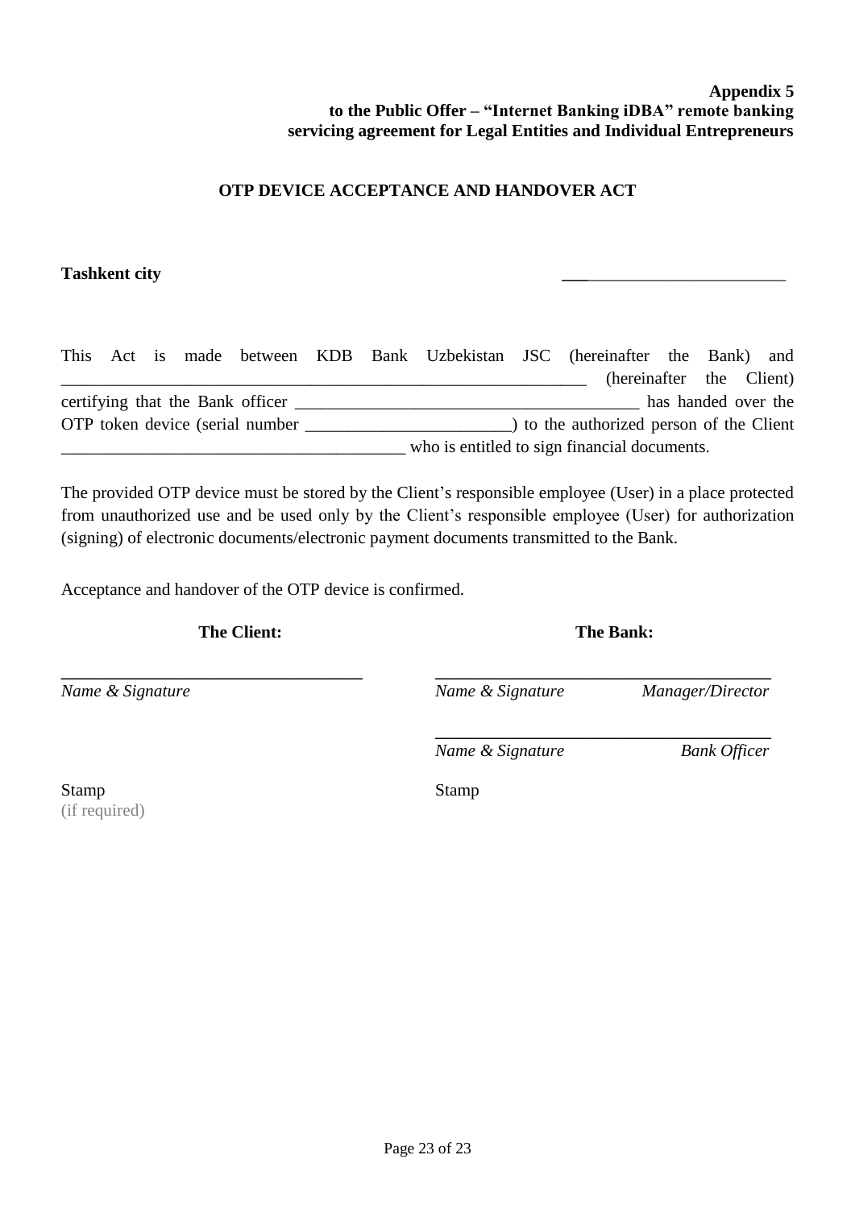**Appendix 5**
**to the Public Offer – "Internet Banking iDBA" remote banking servicing agreement for Legal Entities and Individual Entrepreneurs**

## OTP DEVICE ACCEPTANCE AND HANDOVER ACT

**Tashkent city** ___________________________

This Act is made between KDB Bank Uzbekistan JSC (hereinafter the Bank) and ____________________________________________________________ (hereinafter the Client) certifying that the Bank officer ______________________________________ has handed over the OTP token device (serial number ______________________) to the authorized person of the Client _______________________________________ who is entitled to sign financial documents.

The provided OTP device must be stored by the Client's responsible employee (User) in a place protected from unauthorized use and be used only by the Client's responsible employee (User) for authorization (signing) of electronic documents/electronic payment documents transmitted to the Bank.

Acceptance and handover of the OTP device is confirmed.

**The Client:**

___________________________________
*Name & Signature*

Stamp
(if required)

**The Bank:**

___________________________________
*Name & Signature* *Manager/Director*

___________________________________
*Name & Signature* *Bank Officer*

Stamp